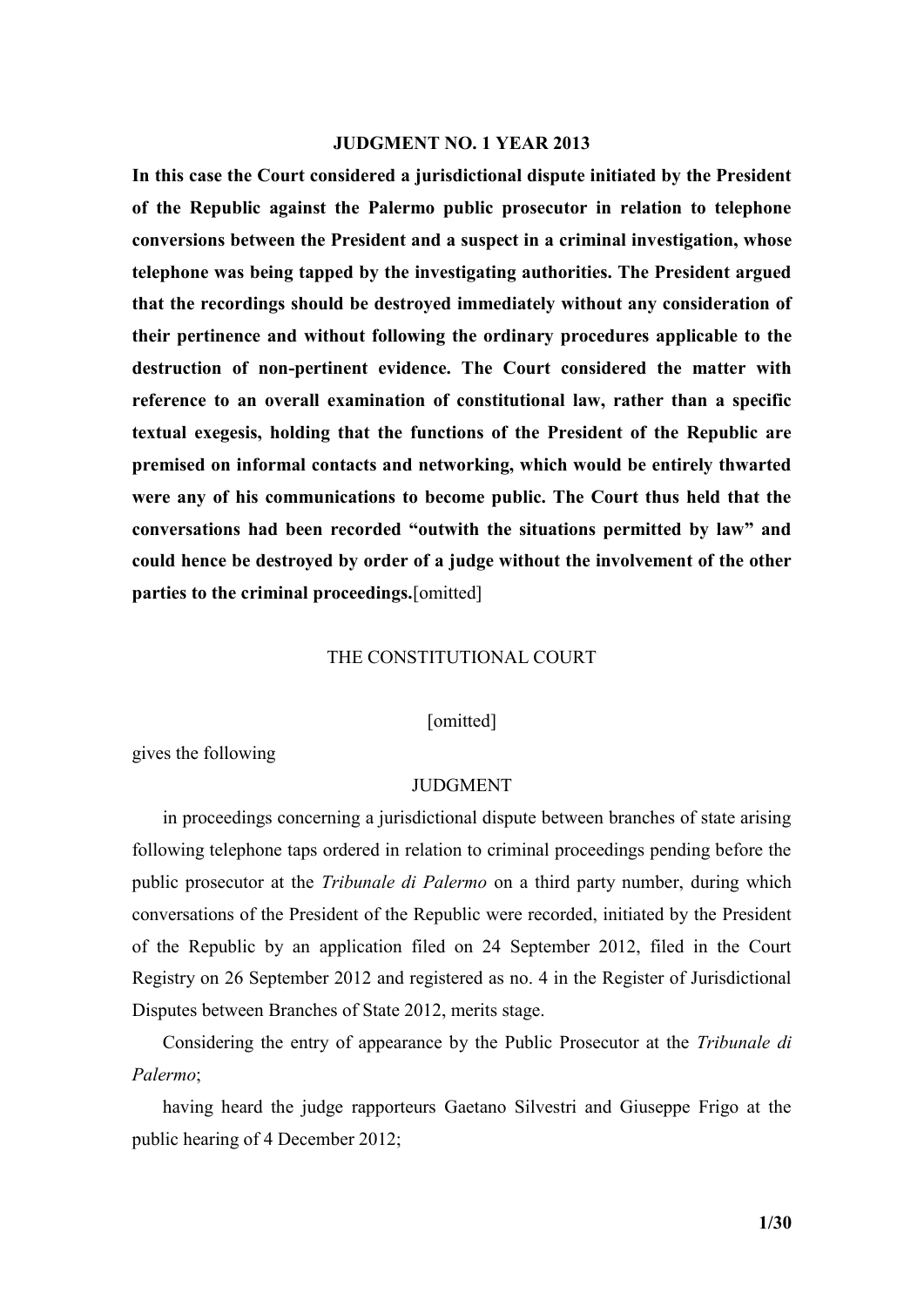# JUDGMENT NO. 1 YEAR 2013

**In this case the Court considered a jurisdictional dispute initiated by the President of the Republic against the Palermo public prosecutor in relation to telephone conversions between the President and a suspect in a criminal investigation, whose telephone was being tapped by the investigating authorities. The President argued that the recordings should be destroyed immediately without any consideration of their pertinence and without following the ordinary procedures applicable to the destruction of non-pertinent evidence. The Court considered the matter with reference to an overall examination of constitutional law, rather than a specific textual exegesis, holding that the functions of the President of the Republic are premised on informal contacts and networking, which would be entirely thwarted were any of his communications to become public. The Court thus held that the conversations had been recorded "outwith the situations permitted by law" and could hence be destroyed by order of a judge without the involvement of the other parties to the criminal proceedings.**[omitted]

THE CONSTITUTIONAL COURT

[omitted]

gives the following

JUDGMENT

in proceedings concerning a jurisdictional dispute between branches of state arising following telephone taps ordered in relation to criminal proceedings pending before the public prosecutor at the *Tribunale di Palermo* on a third party number, during which conversations of the President of the Republic were recorded, initiated by the President of the Republic by an application filed on 24 September 2012, filed in the Court Registry on 26 September 2012 and registered as no. 4 in the Register of Jurisdictional Disputes between Branches of State 2012, merits stage.

Considering the entry of appearance by the Public Prosecutor at the *Tribunale di Palermo*;

having heard the judge rapporteurs Gaetano Silvestri and Giuseppe Frigo at the public hearing of 4 December 2012;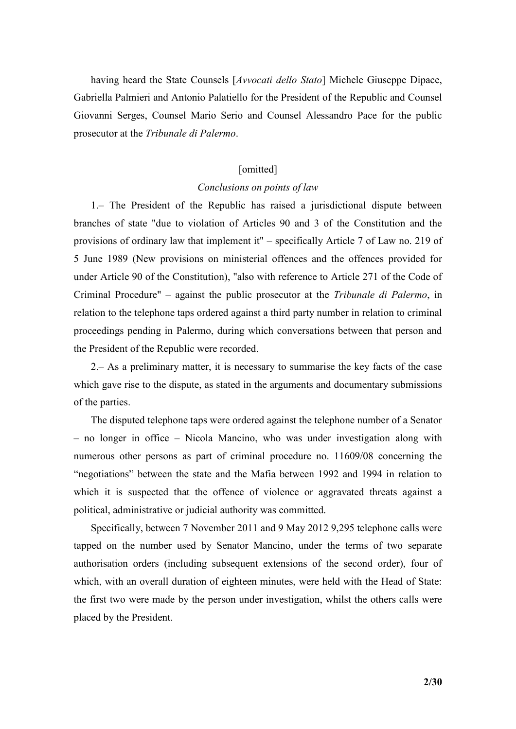having heard the State Counsels [*Avvocati dello Stato*] Michele Giuseppe Dipace, Gabriella Palmieri and Antonio Palatiello for the President of the Republic and Counsel Giovanni Serges, Counsel Mario Serio and Counsel Alessandro Pace for the public prosecutor at the *Tribunale di Palermo*.

[omitted]

*Conclusions on points of law*

1.– The President of the Republic has raised a jurisdictional dispute between branches of state "due to violation of Articles 90 and 3 of the Constitution and the provisions of ordinary law that implement it" – specifically Article 7 of Law no. 219 of 5 June 1989 (New provisions on ministerial offences and the offences provided for under Article 90 of the Constitution), "also with reference to Article 271 of the Code of Criminal Procedure" – against the public prosecutor at the *Tribunale di Palermo*, in relation to the telephone taps ordered against a third party number in relation to criminal proceedings pending in Palermo, during which conversations between that person and the President of the Republic were recorded.

2.– As a preliminary matter, it is necessary to summarise the key facts of the case which gave rise to the dispute, as stated in the arguments and documentary submissions of the parties.

The disputed telephone taps were ordered against the telephone number of a Senator – no longer in office – Nicola Mancino, who was under investigation along with numerous other persons as part of criminal procedure no. 11609/08 concerning the "negotiations" between the state and the Mafia between 1992 and 1994 in relation to which it is suspected that the offence of violence or aggravated threats against a political, administrative or judicial authority was committed.

Specifically, between 7 November 2011 and 9 May 2012 9,295 telephone calls were tapped on the number used by Senator Mancino, under the terms of two separate authorisation orders (including subsequent extensions of the second order), four of which, with an overall duration of eighteen minutes, were held with the Head of State: the first two were made by the person under investigation, whilst the others calls were placed by the President.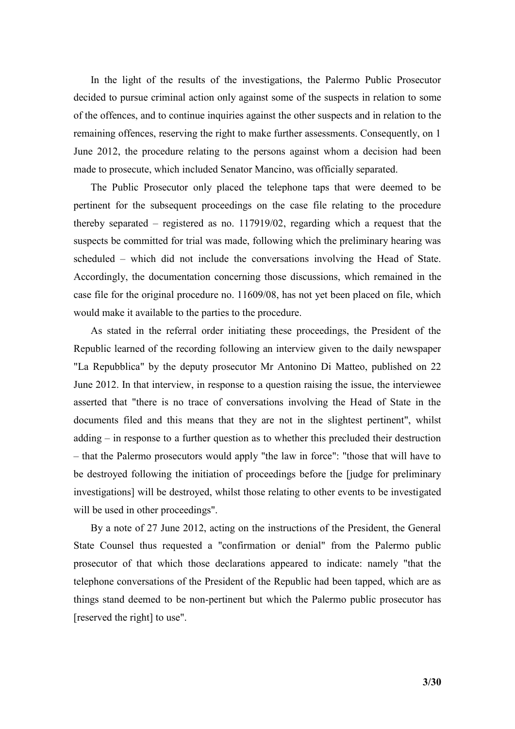In the light of the results of the investigations, the Palermo Public Prosecutor decided to pursue criminal action only against some of the suspects in relation to some of the offences, and to continue inquiries against the other suspects and in relation to the remaining offences, reserving the right to make further assessments. Consequently, on 1 June 2012, the procedure relating to the persons against whom a decision had been made to prosecute, which included Senator Mancino, was officially separated.

The Public Prosecutor only placed the telephone taps that were deemed to be pertinent for the subsequent proceedings on the case file relating to the procedure thereby separated – registered as no. 117919/02, regarding which a request that the suspects be committed for trial was made, following which the preliminary hearing was scheduled – which did not include the conversations involving the Head of State. Accordingly, the documentation concerning those discussions, which remained in the case file for the original procedure no. 11609/08, has not yet been placed on file, which would make it available to the parties to the procedure.

As stated in the referral order initiating these proceedings, the President of the Republic learned of the recording following an interview given to the daily newspaper "La Repubblica" by the deputy prosecutor Mr Antonino Di Matteo, published on 22 June 2012. In that interview, in response to a question raising the issue, the interviewee asserted that "there is no trace of conversations involving the Head of State in the documents filed and this means that they are not in the slightest pertinent", whilst adding – in response to a further question as to whether this precluded their destruction – that the Palermo prosecutors would apply "the law in force": "those that will have to be destroyed following the initiation of proceedings before the [judge for preliminary investigations] will be destroyed, whilst those relating to other events to be investigated will be used in other proceedings".

By a note of 27 June 2012, acting on the instructions of the President, the General State Counsel thus requested a "confirmation or denial" from the Palermo public prosecutor of that which those declarations appeared to indicate: namely "that the telephone conversations of the President of the Republic had been tapped, which are as things stand deemed to be non-pertinent but which the Palermo public prosecutor has [reserved the right] to use".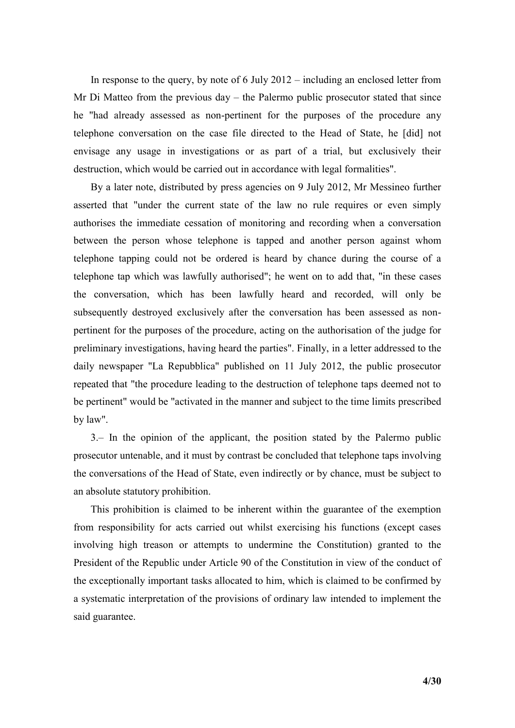In response to the query, by note of 6 July 2012 – including an enclosed letter from Mr Di Matteo from the previous day – the Palermo public prosecutor stated that since he "had already assessed as non-pertinent for the purposes of the procedure any telephone conversation on the case file directed to the Head of State, he [did] not envisage any usage in investigations or as part of a trial, but exclusively their destruction, which would be carried out in accordance with legal formalities".

By a later note, distributed by press agencies on 9 July 2012, Mr Messineo further asserted that "under the current state of the law no rule requires or even simply authorises the immediate cessation of monitoring and recording when a conversation between the person whose telephone is tapped and another person against whom telephone tapping could not be ordered is heard by chance during the course of a telephone tap which was lawfully authorised"; he went on to add that, "in these cases the conversation, which has been lawfully heard and recorded, will only be subsequently destroyed exclusively after the conversation has been assessed as non-pertinent for the purposes of the procedure, acting on the authorisation of the judge for preliminary investigations, having heard the parties". Finally, in a letter addressed to the daily newspaper "La Repubblica" published on 11 July 2012, the public prosecutor repeated that "the procedure leading to the destruction of telephone taps deemed not to be pertinent" would be "activated in the manner and subject to the time limits prescribed by law".

3.– In the opinion of the applicant, the position stated by the Palermo public prosecutor untenable, and it must by contrast be concluded that telephone taps involving the conversations of the Head of State, even indirectly or by chance, must be subject to an absolute statutory prohibition.

This prohibition is claimed to be inherent within the guarantee of the exemption from responsibility for acts carried out whilst exercising his functions (except cases involving high treason or attempts to undermine the Constitution) granted to the President of the Republic under Article 90 of the Constitution in view of the conduct of the exceptionally important tasks allocated to him, which is claimed to be confirmed by a systematic interpretation of the provisions of ordinary law intended to implement the said guarantee.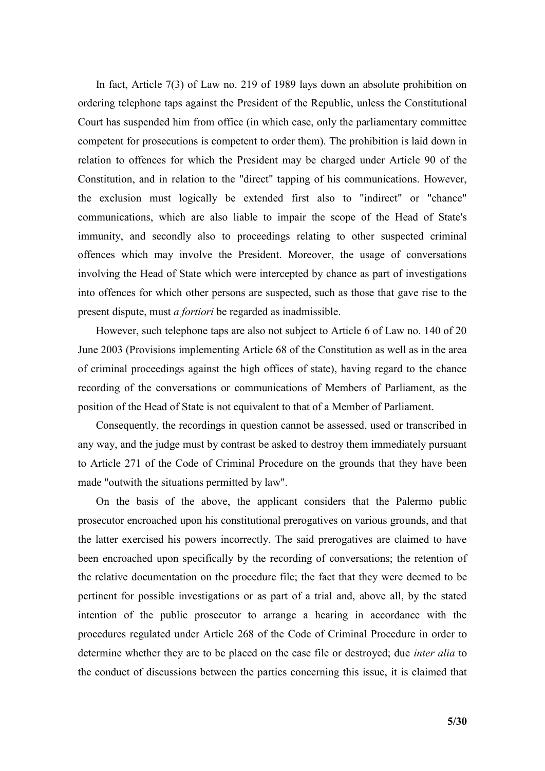In fact, Article 7(3) of Law no. 219 of 1989 lays down an absolute prohibition on ordering telephone taps against the President of the Republic, unless the Constitutional Court has suspended him from office (in which case, only the parliamentary committee competent for prosecutions is competent to order them). The prohibition is laid down in relation to offences for which the President may be charged under Article 90 of the Constitution, and in relation to the "direct" tapping of his communications. However, the exclusion must logically be extended first also to "indirect" or "chance" communications, which are also liable to impair the scope of the Head of State's immunity, and secondly also to proceedings relating to other suspected criminal offences which may involve the President. Moreover, the usage of conversations involving the Head of State which were intercepted by chance as part of investigations into offences for which other persons are suspected, such as those that gave rise to the present dispute, must *a fortiori* be regarded as inadmissible.

However, such telephone taps are also not subject to Article 6 of Law no. 140 of 20 June 2003 (Provisions implementing Article 68 of the Constitution as well as in the area of criminal proceedings against the high offices of state), having regard to the chance recording of the conversations or communications of Members of Parliament, as the position of the Head of State is not equivalent to that of a Member of Parliament.

Consequently, the recordings in question cannot be assessed, used or transcribed in any way, and the judge must by contrast be asked to destroy them immediately pursuant to Article 271 of the Code of Criminal Procedure on the grounds that they have been made "outwith the situations permitted by law".

On the basis of the above, the applicant considers that the Palermo public prosecutor encroached upon his constitutional prerogatives on various grounds, and that the latter exercised his powers incorrectly. The said prerogatives are claimed to have been encroached upon specifically by the recording of conversations; the retention of the relative documentation on the procedure file; the fact that they were deemed to be pertinent for possible investigations or as part of a trial and, above all, by the stated intention of the public prosecutor to arrange a hearing in accordance with the procedures regulated under Article 268 of the Code of Criminal Procedure in order to determine whether they are to be placed on the case file or destroyed; due *inter alia* to the conduct of discussions between the parties concerning this issue, it is claimed that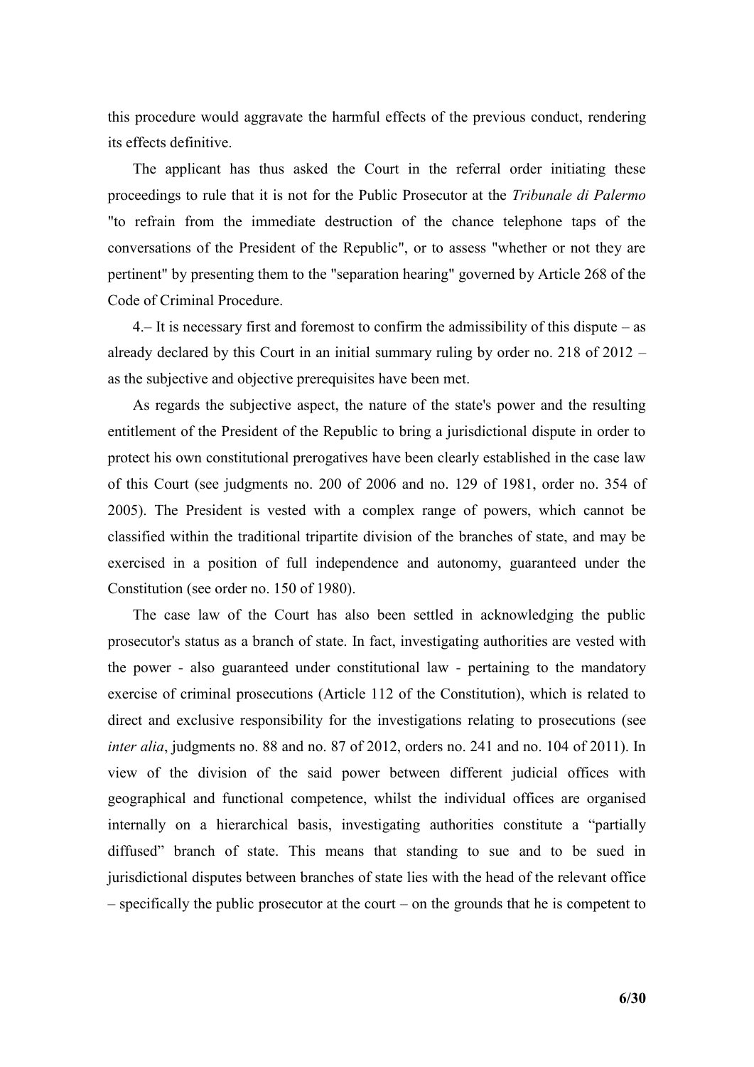this procedure would aggravate the harmful effects of the previous conduct, rendering its effects definitive.

The applicant has thus asked the Court in the referral order initiating these proceedings to rule that it is not for the Public Prosecutor at the *Tribunale di Palermo* "to refrain from the immediate destruction of the chance telephone taps of the conversations of the President of the Republic", or to assess "whether or not they are pertinent" by presenting them to the "separation hearing" governed by Article 268 of the Code of Criminal Procedure.

4.– It is necessary first and foremost to confirm the admissibility of this dispute – as already declared by this Court in an initial summary ruling by order no. 218 of 2012 – as the subjective and objective prerequisites have been met.

As regards the subjective aspect, the nature of the state's power and the resulting entitlement of the President of the Republic to bring a jurisdictional dispute in order to protect his own constitutional prerogatives have been clearly established in the case law of this Court (see judgments no. 200 of 2006 and no. 129 of 1981, order no. 354 of 2005). The President is vested with a complex range of powers, which cannot be classified within the traditional tripartite division of the branches of state, and may be exercised in a position of full independence and autonomy, guaranteed under the Constitution (see order no. 150 of 1980).

The case law of the Court has also been settled in acknowledging the public prosecutor's status as a branch of state. In fact, investigating authorities are vested with the power - also guaranteed under constitutional law - pertaining to the mandatory exercise of criminal prosecutions (Article 112 of the Constitution), which is related to direct and exclusive responsibility for the investigations relating to prosecutions (see *inter alia*, judgments no. 88 and no. 87 of 2012, orders no. 241 and no. 104 of 2011). In view of the division of the said power between different judicial offices with geographical and functional competence, whilst the individual offices are organised internally on a hierarchical basis, investigating authorities constitute a “partially diffused” branch of state. This means that standing to sue and to be sued in jurisdictional disputes between branches of state lies with the head of the relevant office – specifically the public prosecutor at the court – on the grounds that he is competent to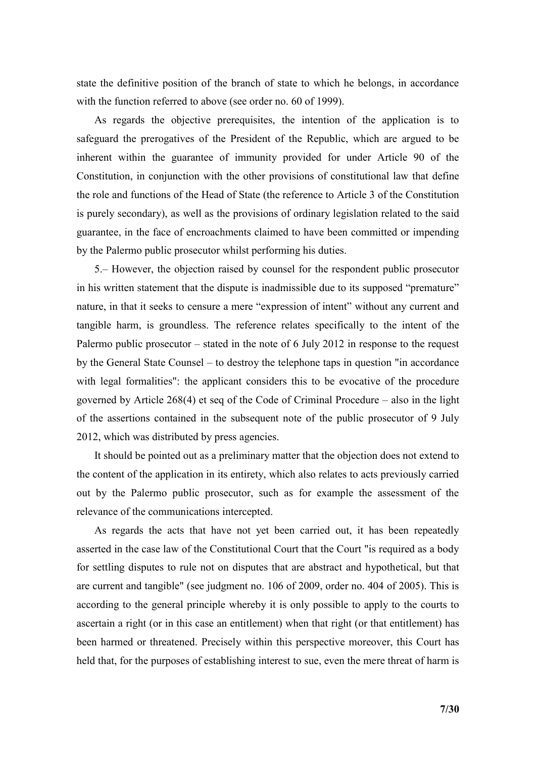state the definitive position of the branch of state to which he belongs, in accordance with the function referred to above (see order no. 60 of 1999).

As regards the objective prerequisites, the intention of the application is to safeguard the prerogatives of the President of the Republic, which are argued to be inherent within the guarantee of immunity provided for under Article 90 of the Constitution, in conjunction with the other provisions of constitutional law that define the role and functions of the Head of State (the reference to Article 3 of the Constitution is purely secondary), as well as the provisions of ordinary legislation related to the said guarantee, in the face of encroachments claimed to have been committed or impending by the Palermo public prosecutor whilst performing his duties.

5.– However, the objection raised by counsel for the respondent public prosecutor in his written statement that the dispute is inadmissible due to its supposed "premature" nature, in that it seeks to censure a mere "expression of intent" without any current and tangible harm, is groundless. The reference relates specifically to the intent of the Palermo public prosecutor – stated in the note of 6 July 2012 in response to the request by the General State Counsel – to destroy the telephone taps in question "in accordance with legal formalities": the applicant considers this to be evocative of the procedure governed by Article 268(4) et seq of the Code of Criminal Procedure – also in the light of the assertions contained in the subsequent note of the public prosecutor of 9 July 2012, which was distributed by press agencies.

It should be pointed out as a preliminary matter that the objection does not extend to the content of the application in its entirety, which also relates to acts previously carried out by the Palermo public prosecutor, such as for example the assessment of the relevance of the communications intercepted.

As regards the acts that have not yet been carried out, it has been repeatedly asserted in the case law of the Constitutional Court that the Court "is required as a body for settling disputes to rule not on disputes that are abstract and hypothetical, but that are current and tangible" (see judgment no. 106 of 2009, order no. 404 of 2005). This is according to the general principle whereby it is only possible to apply to the courts to ascertain a right (or in this case an entitlement) when that right (or that entitlement) has been harmed or threatened. Precisely within this perspective moreover, this Court has held that, for the purposes of establishing interest to sue, even the mere threat of harm is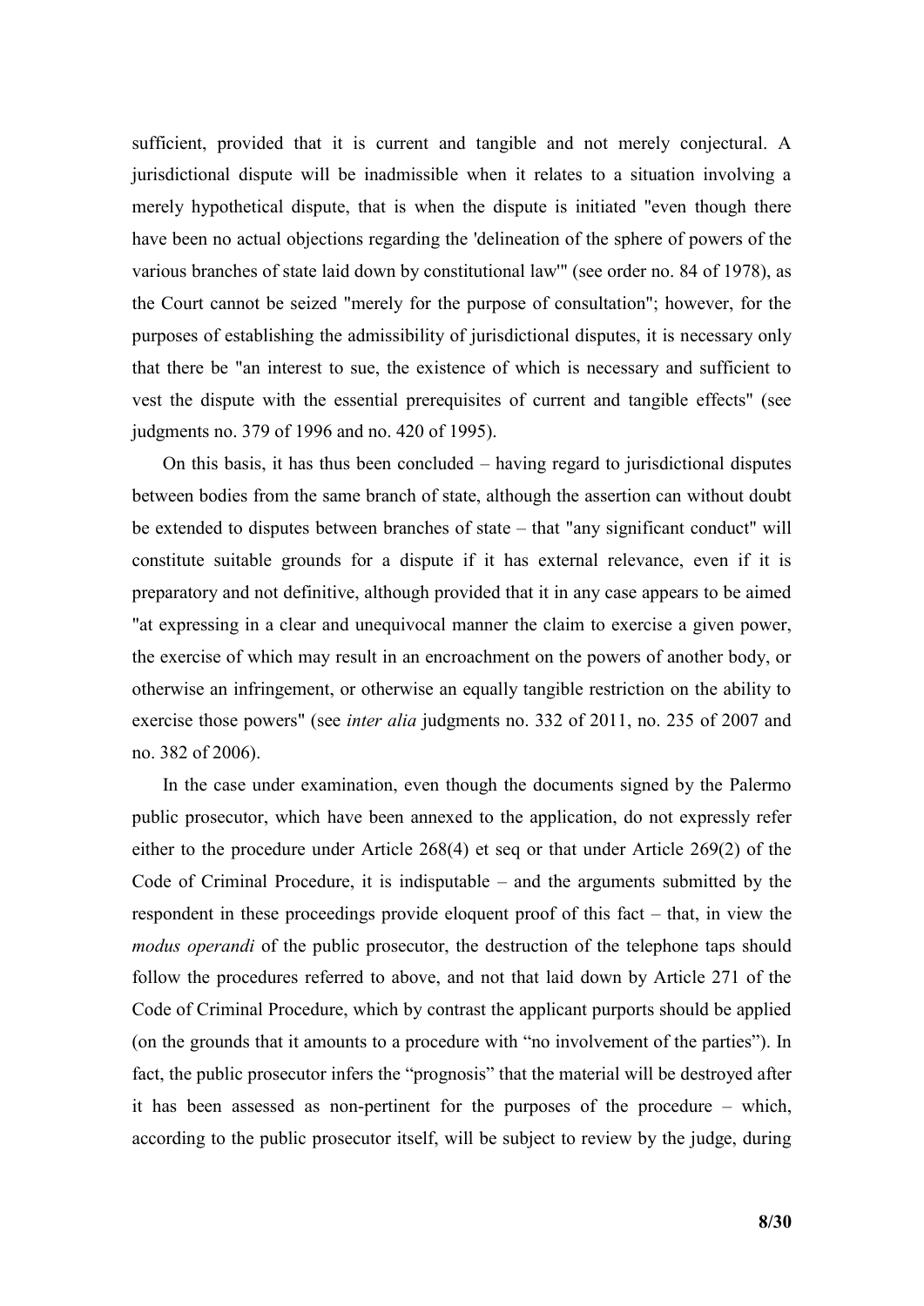sufficient, provided that it is current and tangible and not merely conjectural. A jurisdictional dispute will be inadmissible when it relates to a situation involving a merely hypothetical dispute, that is when the dispute is initiated "even though there have been no actual objections regarding the 'delineation of the sphere of powers of the various branches of state laid down by constitutional law'" (see order no. 84 of 1978), as the Court cannot be seized "merely for the purpose of consultation"; however, for the purposes of establishing the admissibility of jurisdictional disputes, it is necessary only that there be "an interest to sue, the existence of which is necessary and sufficient to vest the dispute with the essential prerequisites of current and tangible effects" (see judgments no. 379 of 1996 and no. 420 of 1995).

On this basis, it has thus been concluded – having regard to jurisdictional disputes between bodies from the same branch of state, although the assertion can without doubt be extended to disputes between branches of state – that "any significant conduct" will constitute suitable grounds for a dispute if it has external relevance, even if it is preparatory and not definitive, although provided that it in any case appears to be aimed "at expressing in a clear and unequivocal manner the claim to exercise a given power, the exercise of which may result in an encroachment on the powers of another body, or otherwise an infringement, or otherwise an equally tangible restriction on the ability to exercise those powers" (see *inter alia* judgments no. 332 of 2011, no. 235 of 2007 and no. 382 of 2006).

In the case under examination, even though the documents signed by the Palermo public prosecutor, which have been annexed to the application, do not expressly refer either to the procedure under Article 268(4) et seq or that under Article 269(2) of the Code of Criminal Procedure, it is indisputable – and the arguments submitted by the respondent in these proceedings provide eloquent proof of this fact – that, in view the *modus operandi* of the public prosecutor, the destruction of the telephone taps should follow the procedures referred to above, and not that laid down by Article 271 of the Code of Criminal Procedure, which by contrast the applicant purports should be applied (on the grounds that it amounts to a procedure with "no involvement of the parties"). In fact, the public prosecutor infers the "prognosis" that the material will be destroyed after it has been assessed as non-pertinent for the purposes of the procedure – which, according to the public prosecutor itself, will be subject to review by the judge, during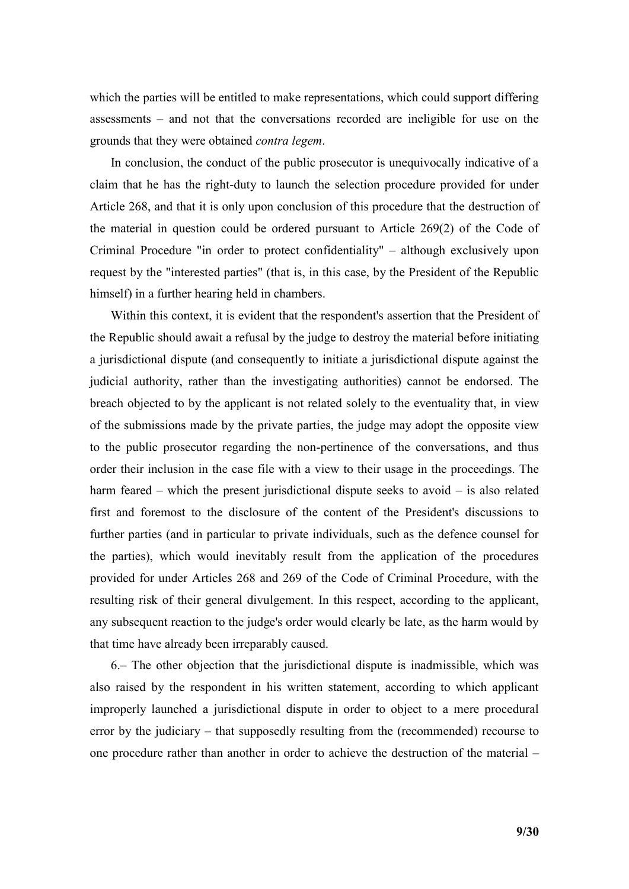which the parties will be entitled to make representations, which could support differing assessments – and not that the conversations recorded are ineligible for use on the grounds that they were obtained *contra legem*.

In conclusion, the conduct of the public prosecutor is unequivocally indicative of a claim that he has the right-duty to launch the selection procedure provided for under Article 268, and that it is only upon conclusion of this procedure that the destruction of the material in question could be ordered pursuant to Article 269(2) of the Code of Criminal Procedure "in order to protect confidentiality" – although exclusively upon request by the "interested parties" (that is, in this case, by the President of the Republic himself) in a further hearing held in chambers.

Within this context, it is evident that the respondent's assertion that the President of the Republic should await a refusal by the judge to destroy the material before initiating a jurisdictional dispute (and consequently to initiate a jurisdictional dispute against the judicial authority, rather than the investigating authorities) cannot be endorsed. The breach objected to by the applicant is not related solely to the eventuality that, in view of the submissions made by the private parties, the judge may adopt the opposite view to the public prosecutor regarding the non-pertinence of the conversations, and thus order their inclusion in the case file with a view to their usage in the proceedings. The harm feared – which the present jurisdictional dispute seeks to avoid – is also related first and foremost to the disclosure of the content of the President's discussions to further parties (and in particular to private individuals, such as the defence counsel for the parties), which would inevitably result from the application of the procedures provided for under Articles 268 and 269 of the Code of Criminal Procedure, with the resulting risk of their general divulgement. In this respect, according to the applicant, any subsequent reaction to the judge's order would clearly be late, as the harm would by that time have already been irreparably caused.

6.– The other objection that the jurisdictional dispute is inadmissible, which was also raised by the respondent in his written statement, according to which applicant improperly launched a jurisdictional dispute in order to object to a mere procedural error by the judiciary – that supposedly resulting from the (recommended) recourse to one procedure rather than another in order to achieve the destruction of the material –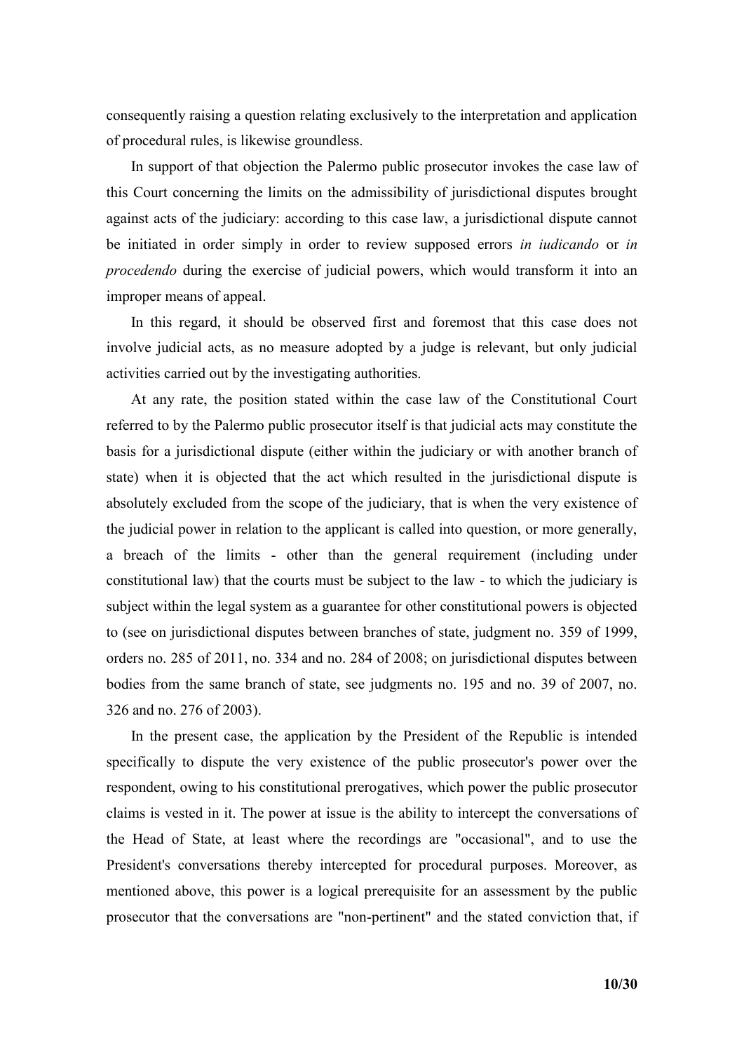consequently raising a question relating exclusively to the interpretation and application of procedural rules, is likewise groundless.

In support of that objection the Palermo public prosecutor invokes the case law of this Court concerning the limits on the admissibility of jurisdictional disputes brought against acts of the judiciary: according to this case law, a jurisdictional dispute cannot be initiated in order simply in order to review supposed errors *in iudicando* or *in procedendo* during the exercise of judicial powers, which would transform it into an improper means of appeal.

In this regard, it should be observed first and foremost that this case does not involve judicial acts, as no measure adopted by a judge is relevant, but only judicial activities carried out by the investigating authorities.

At any rate, the position stated within the case law of the Constitutional Court referred to by the Palermo public prosecutor itself is that judicial acts may constitute the basis for a jurisdictional dispute (either within the judiciary or with another branch of state) when it is objected that the act which resulted in the jurisdictional dispute is absolutely excluded from the scope of the judiciary, that is when the very existence of the judicial power in relation to the applicant is called into question, or more generally, a breach of the limits - other than the general requirement (including under constitutional law) that the courts must be subject to the law - to which the judiciary is subject within the legal system as a guarantee for other constitutional powers is objected to (see on jurisdictional disputes between branches of state, judgment no. 359 of 1999, orders no. 285 of 2011, no. 334 and no. 284 of 2008; on jurisdictional disputes between bodies from the same branch of state, see judgments no. 195 and no. 39 of 2007, no. 326 and no. 276 of 2003).

In the present case, the application by the President of the Republic is intended specifically to dispute the very existence of the public prosecutor's power over the respondent, owing to his constitutional prerogatives, which power the public prosecutor claims is vested in it. The power at issue is the ability to intercept the conversations of the Head of State, at least where the recordings are "occasional", and to use the President's conversations thereby intercepted for procedural purposes. Moreover, as mentioned above, this power is a logical prerequisite for an assessment by the public prosecutor that the conversations are "non-pertinent" and the stated conviction that, if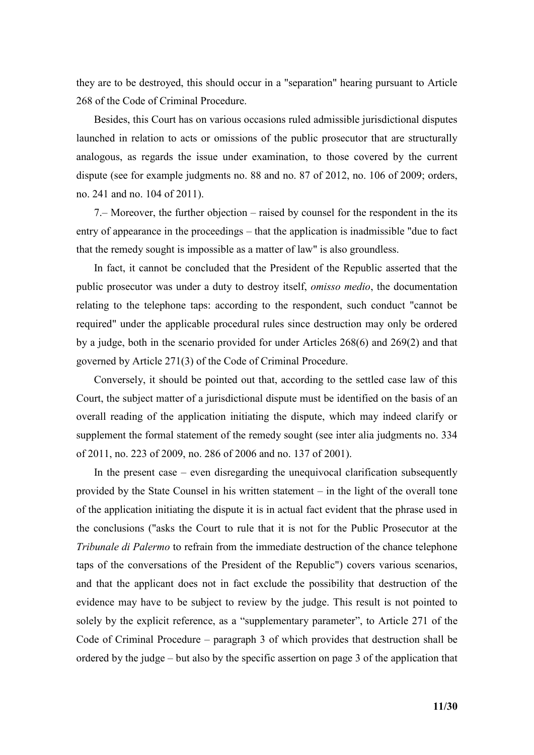they are to be destroyed, this should occur in a "separation" hearing pursuant to Article 268 of the Code of Criminal Procedure.

Besides, this Court has on various occasions ruled admissible jurisdictional disputes launched in relation to acts or omissions of the public prosecutor that are structurally analogous, as regards the issue under examination, to those covered by the current dispute (see for example judgments no. 88 and no. 87 of 2012, no. 106 of 2009; orders, no. 241 and no. 104 of 2011).

7.– Moreover, the further objection – raised by counsel for the respondent in the its entry of appearance in the proceedings – that the application is inadmissible "due to fact that the remedy sought is impossible as a matter of law" is also groundless.

In fact, it cannot be concluded that the President of the Republic asserted that the public prosecutor was under a duty to destroy itself, *omisso medio*, the documentation relating to the telephone taps: according to the respondent, such conduct "cannot be required" under the applicable procedural rules since destruction may only be ordered by a judge, both in the scenario provided for under Articles 268(6) and 269(2) and that governed by Article 271(3) of the Code of Criminal Procedure.

Conversely, it should be pointed out that, according to the settled case law of this Court, the subject matter of a jurisdictional dispute must be identified on the basis of an overall reading of the application initiating the dispute, which may indeed clarify or supplement the formal statement of the remedy sought (see inter alia judgments no. 334 of 2011, no. 223 of 2009, no. 286 of 2006 and no. 137 of 2001).

In the present case – even disregarding the unequivocal clarification subsequently provided by the State Counsel in his written statement – in the light of the overall tone of the application initiating the dispute it is in actual fact evident that the phrase used in the conclusions ("asks the Court to rule that it is not for the Public Prosecutor at the *Tribunale di Palermo* to refrain from the immediate destruction of the chance telephone taps of the conversations of the President of the Republic") covers various scenarios, and that the applicant does not in fact exclude the possibility that destruction of the evidence may have to be subject to review by the judge. This result is not pointed to solely by the explicit reference, as a "supplementary parameter", to Article 271 of the Code of Criminal Procedure – paragraph 3 of which provides that destruction shall be ordered by the judge – but also by the specific assertion on page 3 of the application that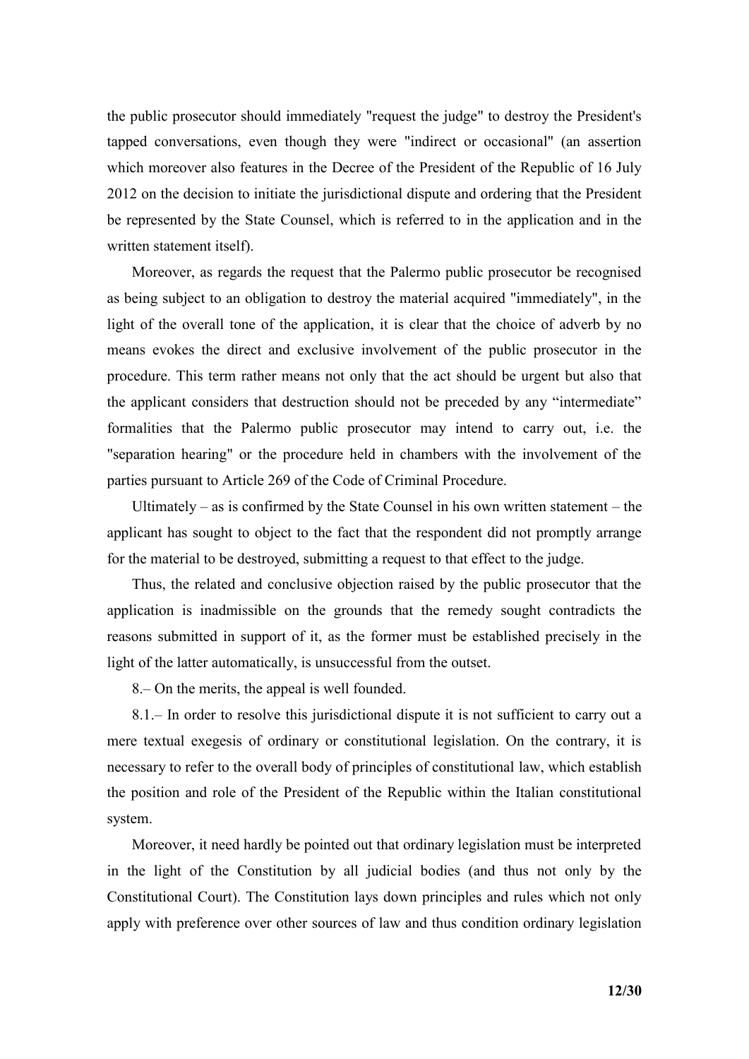the public prosecutor should immediately "request the judge" to destroy the President's tapped conversations, even though they were "indirect or occasional" (an assertion which moreover also features in the Decree of the President of the Republic of 16 July 2012 on the decision to initiate the jurisdictional dispute and ordering that the President be represented by the State Counsel, which is referred to in the application and in the written statement itself).

Moreover, as regards the request that the Palermo public prosecutor be recognised as being subject to an obligation to destroy the material acquired "immediately", in the light of the overall tone of the application, it is clear that the choice of adverb by no means evokes the direct and exclusive involvement of the public prosecutor in the procedure. This term rather means not only that the act should be urgent but also that the applicant considers that destruction should not be preceded by any "intermediate" formalities that the Palermo public prosecutor may intend to carry out, i.e. the "separation hearing" or the procedure held in chambers with the involvement of the parties pursuant to Article 269 of the Code of Criminal Procedure.

Ultimately – as is confirmed by the State Counsel in his own written statement – the applicant has sought to object to the fact that the respondent did not promptly arrange for the material to be destroyed, submitting a request to that effect to the judge.

Thus, the related and conclusive objection raised by the public prosecutor that the application is inadmissible on the grounds that the remedy sought contradicts the reasons submitted in support of it, as the former must be established precisely in the light of the latter automatically, is unsuccessful from the outset.

8.– On the merits, the appeal is well founded.

8.1.– In order to resolve this jurisdictional dispute it is not sufficient to carry out a mere textual exegesis of ordinary or constitutional legislation. On the contrary, it is necessary to refer to the overall body of principles of constitutional law, which establish the position and role of the President of the Republic within the Italian constitutional system.

Moreover, it need hardly be pointed out that ordinary legislation must be interpreted in the light of the Constitution by all judicial bodies (and thus not only by the Constitutional Court). The Constitution lays down principles and rules which not only apply with preference over other sources of law and thus condition ordinary legislation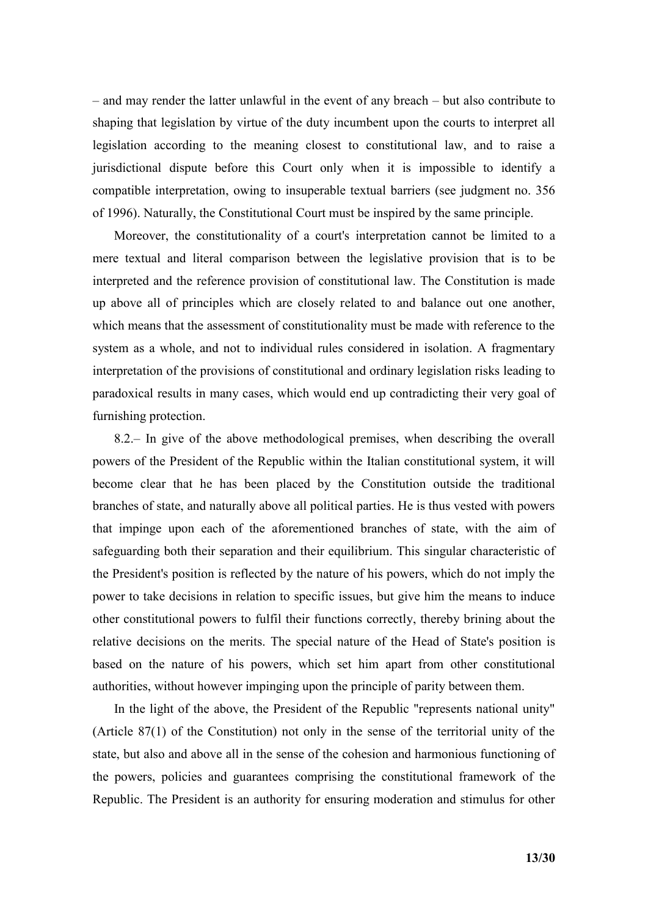– and may render the latter unlawful in the event of any breach – but also contribute to shaping that legislation by virtue of the duty incumbent upon the courts to interpret all legislation according to the meaning closest to constitutional law, and to raise a jurisdictional dispute before this Court only when it is impossible to identify a compatible interpretation, owing to insuperable textual barriers (see judgment no. 356 of 1996). Naturally, the Constitutional Court must be inspired by the same principle.

Moreover, the constitutionality of a court's interpretation cannot be limited to a mere textual and literal comparison between the legislative provision that is to be interpreted and the reference provision of constitutional law. The Constitution is made up above all of principles which are closely related to and balance out one another, which means that the assessment of constitutionality must be made with reference to the system as a whole, and not to individual rules considered in isolation. A fragmentary interpretation of the provisions of constitutional and ordinary legislation risks leading to paradoxical results in many cases, which would end up contradicting their very goal of furnishing protection.

8.2.– In give of the above methodological premises, when describing the overall powers of the President of the Republic within the Italian constitutional system, it will become clear that he has been placed by the Constitution outside the traditional branches of state, and naturally above all political parties. He is thus vested with powers that impinge upon each of the aforementioned branches of state, with the aim of safeguarding both their separation and their equilibrium. This singular characteristic of the President's position is reflected by the nature of his powers, which do not imply the power to take decisions in relation to specific issues, but give him the means to induce other constitutional powers to fulfil their functions correctly, thereby brining about the relative decisions on the merits. The special nature of the Head of State's position is based on the nature of his powers, which set him apart from other constitutional authorities, without however impinging upon the principle of parity between them.

In the light of the above, the President of the Republic "represents national unity" (Article 87(1) of the Constitution) not only in the sense of the territorial unity of the state, but also and above all in the sense of the cohesion and harmonious functioning of the powers, policies and guarantees comprising the constitutional framework of the Republic. The President is an authority for ensuring moderation and stimulus for other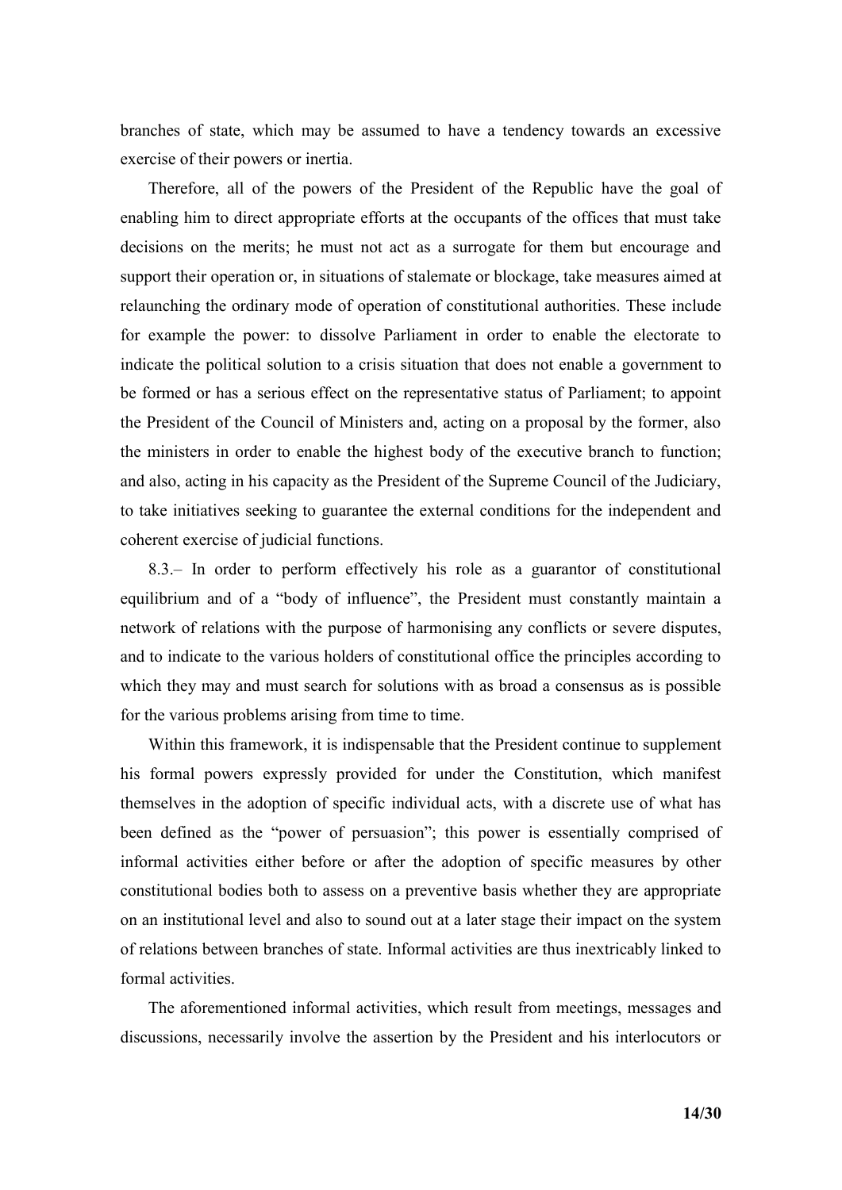branches of state, which may be assumed to have a tendency towards an excessive exercise of their powers or inertia.

Therefore, all of the powers of the President of the Republic have the goal of enabling him to direct appropriate efforts at the occupants of the offices that must take decisions on the merits; he must not act as a surrogate for them but encourage and support their operation or, in situations of stalemate or blockage, take measures aimed at relaunching the ordinary mode of operation of constitutional authorities. These include for example the power: to dissolve Parliament in order to enable the electorate to indicate the political solution to a crisis situation that does not enable a government to be formed or has a serious effect on the representative status of Parliament; to appoint the President of the Council of Ministers and, acting on a proposal by the former, also the ministers in order to enable the highest body of the executive branch to function; and also, acting in his capacity as the President of the Supreme Council of the Judiciary, to take initiatives seeking to guarantee the external conditions for the independent and coherent exercise of judicial functions.

8.3.– In order to perform effectively his role as a guarantor of constitutional equilibrium and of a "body of influence", the President must constantly maintain a network of relations with the purpose of harmonising any conflicts or severe disputes, and to indicate to the various holders of constitutional office the principles according to which they may and must search for solutions with as broad a consensus as is possible for the various problems arising from time to time.

Within this framework, it is indispensable that the President continue to supplement his formal powers expressly provided for under the Constitution, which manifest themselves in the adoption of specific individual acts, with a discrete use of what has been defined as the "power of persuasion"; this power is essentially comprised of informal activities either before or after the adoption of specific measures by other constitutional bodies both to assess on a preventive basis whether they are appropriate on an institutional level and also to sound out at a later stage their impact on the system of relations between branches of state. Informal activities are thus inextricably linked to formal activities.

The aforementioned informal activities, which result from meetings, messages and discussions, necessarily involve the assertion by the President and his interlocutors or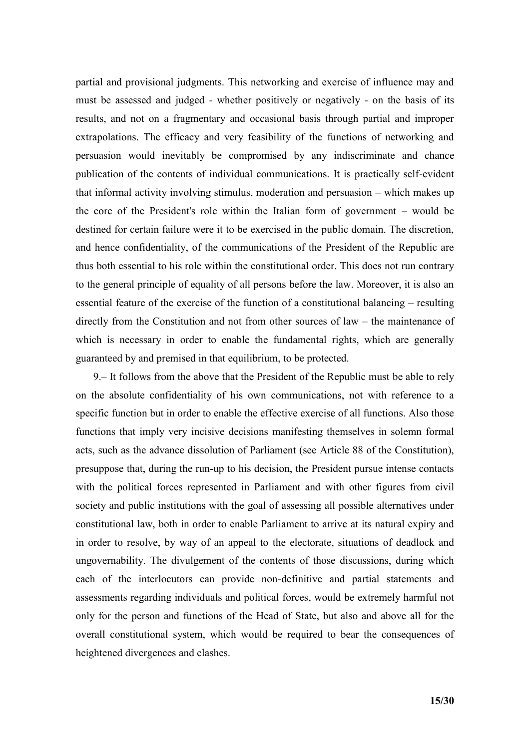partial and provisional judgments. This networking and exercise of influence may and must be assessed and judged - whether positively or negatively - on the basis of its results, and not on a fragmentary and occasional basis through partial and improper extrapolations. The efficacy and very feasibility of the functions of networking and persuasion would inevitably be compromised by any indiscriminate and chance publication of the contents of individual communications. It is practically self-evident that informal activity involving stimulus, moderation and persuasion – which makes up the core of the President's role within the Italian form of government – would be destined for certain failure were it to be exercised in the public domain. The discretion, and hence confidentiality, of the communications of the President of the Republic are thus both essential to his role within the constitutional order. This does not run contrary to the general principle of equality of all persons before the law. Moreover, it is also an essential feature of the exercise of the function of a constitutional balancing – resulting directly from the Constitution and not from other sources of law – the maintenance of which is necessary in order to enable the fundamental rights, which are generally guaranteed by and premised in that equilibrium, to be protected.

9.– It follows from the above that the President of the Republic must be able to rely on the absolute confidentiality of his own communications, not with reference to a specific function but in order to enable the effective exercise of all functions. Also those functions that imply very incisive decisions manifesting themselves in solemn formal acts, such as the advance dissolution of Parliament (see Article 88 of the Constitution), presuppose that, during the run-up to his decision, the President pursue intense contacts with the political forces represented in Parliament and with other figures from civil society and public institutions with the goal of assessing all possible alternatives under constitutional law, both in order to enable Parliament to arrive at its natural expiry and in order to resolve, by way of an appeal to the electorate, situations of deadlock and ungovernability. The divulgement of the contents of those discussions, during which each of the interlocutors can provide non-definitive and partial statements and assessments regarding individuals and political forces, would be extremely harmful not only for the person and functions of the Head of State, but also and above all for the overall constitutional system, which would be required to bear the consequences of heightened divergences and clashes.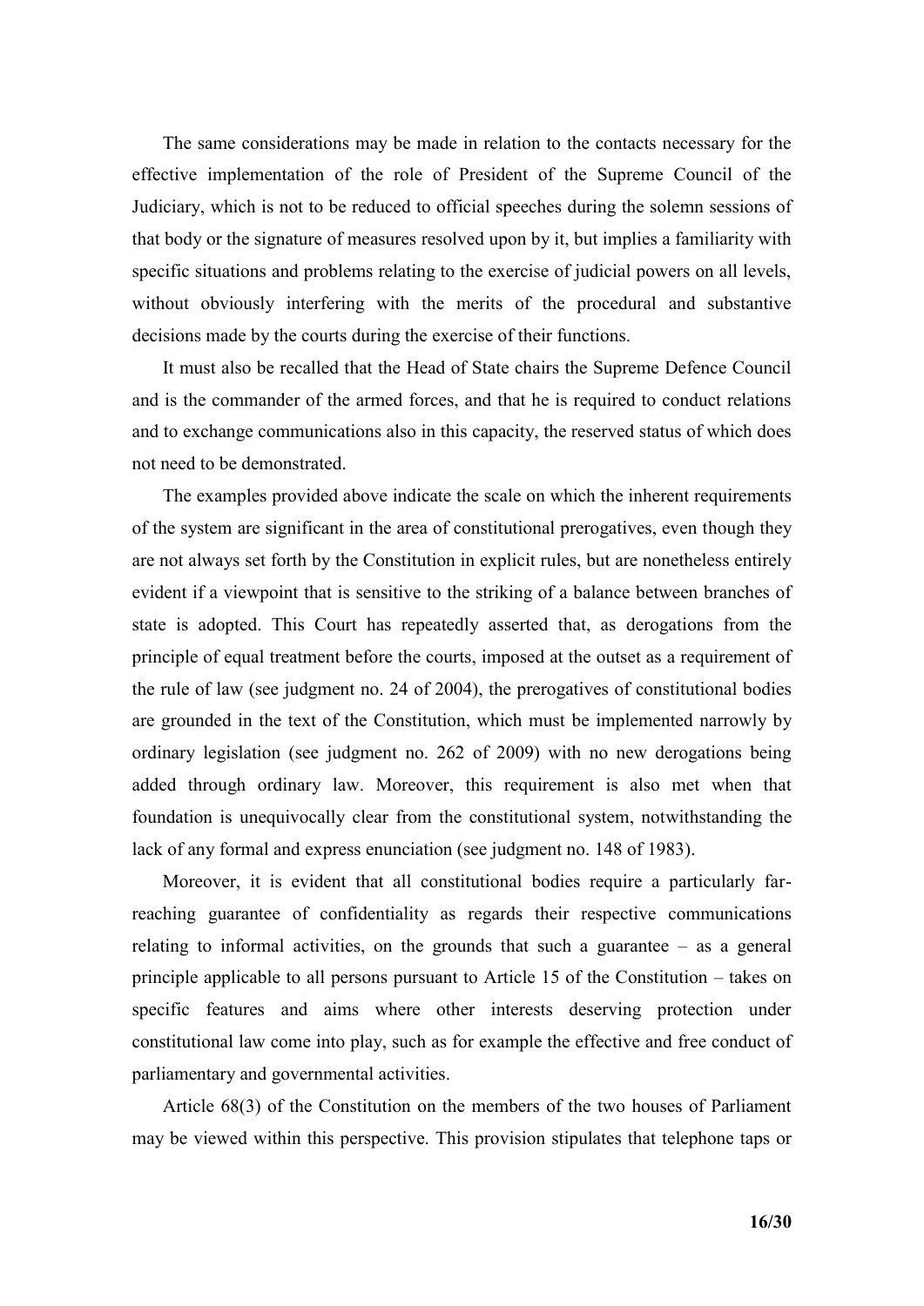The same considerations may be made in relation to the contacts necessary for the effective implementation of the role of President of the Supreme Council of the Judiciary, which is not to be reduced to official speeches during the solemn sessions of that body or the signature of measures resolved upon by it, but implies a familiarity with specific situations and problems relating to the exercise of judicial powers on all levels, without obviously interfering with the merits of the procedural and substantive decisions made by the courts during the exercise of their functions.

It must also be recalled that the Head of State chairs the Supreme Defence Council and is the commander of the armed forces, and that he is required to conduct relations and to exchange communications also in this capacity, the reserved status of which does not need to be demonstrated.

The examples provided above indicate the scale on which the inherent requirements of the system are significant in the area of constitutional prerogatives, even though they are not always set forth by the Constitution in explicit rules, but are nonetheless entirely evident if a viewpoint that is sensitive to the striking of a balance between branches of state is adopted. This Court has repeatedly asserted that, as derogations from the principle of equal treatment before the courts, imposed at the outset as a requirement of the rule of law (see judgment no. 24 of 2004), the prerogatives of constitutional bodies are grounded in the text of the Constitution, which must be implemented narrowly by ordinary legislation (see judgment no. 262 of 2009) with no new derogations being added through ordinary law. Moreover, this requirement is also met when that foundation is unequivocally clear from the constitutional system, notwithstanding the lack of any formal and express enunciation (see judgment no. 148 of 1983).

Moreover, it is evident that all constitutional bodies require a particularly far-reaching guarantee of confidentiality as regards their respective communications relating to informal activities, on the grounds that such a guarantee – as a general principle applicable to all persons pursuant to Article 15 of the Constitution – takes on specific features and aims where other interests deserving protection under constitutional law come into play, such as for example the effective and free conduct of parliamentary and governmental activities.

Article 68(3) of the Constitution on the members of the two houses of Parliament may be viewed within this perspective. This provision stipulates that telephone taps or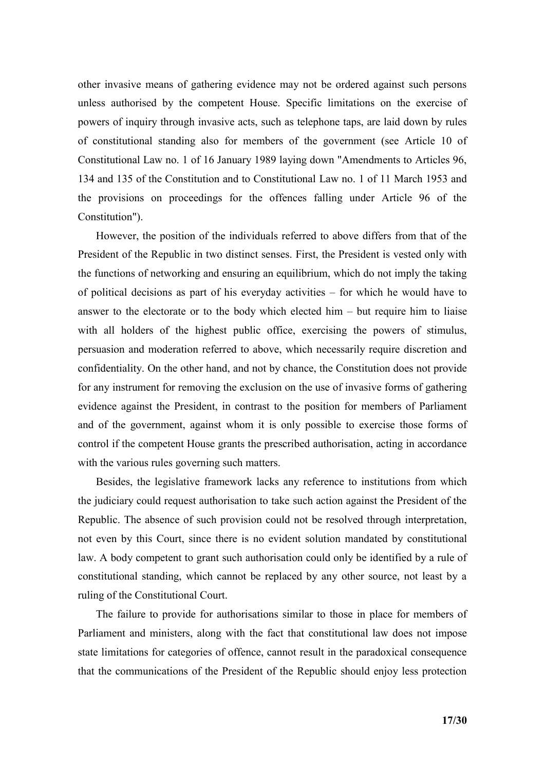other invasive means of gathering evidence may not be ordered against such persons unless authorised by the competent House. Specific limitations on the exercise of powers of inquiry through invasive acts, such as telephone taps, are laid down by rules of constitutional standing also for members of the government (see Article 10 of Constitutional Law no. 1 of 16 January 1989 laying down "Amendments to Articles 96, 134 and 135 of the Constitution and to Constitutional Law no. 1 of 11 March 1953 and the provisions on proceedings for the offences falling under Article 96 of the Constitution").

However, the position of the individuals referred to above differs from that of the President of the Republic in two distinct senses. First, the President is vested only with the functions of networking and ensuring an equilibrium, which do not imply the taking of political decisions as part of his everyday activities – for which he would have to answer to the electorate or to the body which elected him – but require him to liaise with all holders of the highest public office, exercising the powers of stimulus, persuasion and moderation referred to above, which necessarily require discretion and confidentiality. On the other hand, and not by chance, the Constitution does not provide for any instrument for removing the exclusion on the use of invasive forms of gathering evidence against the President, in contrast to the position for members of Parliament and of the government, against whom it is only possible to exercise those forms of control if the competent House grants the prescribed authorisation, acting in accordance with the various rules governing such matters.

Besides, the legislative framework lacks any reference to institutions from which the judiciary could request authorisation to take such action against the President of the Republic. The absence of such provision could not be resolved through interpretation, not even by this Court, since there is no evident solution mandated by constitutional law. A body competent to grant such authorisation could only be identified by a rule of constitutional standing, which cannot be replaced by any other source, not least by a ruling of the Constitutional Court.

The failure to provide for authorisations similar to those in place for members of Parliament and ministers, along with the fact that constitutional law does not impose state limitations for categories of offence, cannot result in the paradoxical consequence that the communications of the President of the Republic should enjoy less protection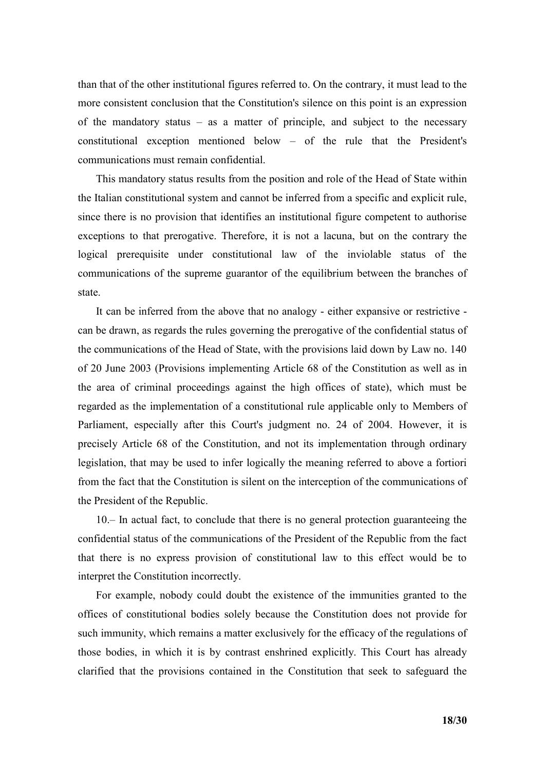than that of the other institutional figures referred to. On the contrary, it must lead to the more consistent conclusion that the Constitution's silence on this point is an expression of the mandatory status – as a matter of principle, and subject to the necessary constitutional exception mentioned below – of the rule that the President's communications must remain confidential.

This mandatory status results from the position and role of the Head of State within the Italian constitutional system and cannot be inferred from a specific and explicit rule, since there is no provision that identifies an institutional figure competent to authorise exceptions to that prerogative. Therefore, it is not a lacuna, but on the contrary the logical prerequisite under constitutional law of the inviolable status of the communications of the supreme guarantor of the equilibrium between the branches of state.

It can be inferred from the above that no analogy - either expansive or restrictive - can be drawn, as regards the rules governing the prerogative of the confidential status of the communications of the Head of State, with the provisions laid down by Law no. 140 of 20 June 2003 (Provisions implementing Article 68 of the Constitution as well as in the area of criminal proceedings against the high offices of state), which must be regarded as the implementation of a constitutional rule applicable only to Members of Parliament, especially after this Court's judgment no. 24 of 2004. However, it is precisely Article 68 of the Constitution, and not its implementation through ordinary legislation, that may be used to infer logically the meaning referred to above a fortiori from the fact that the Constitution is silent on the interception of the communications of the President of the Republic.

10.– In actual fact, to conclude that there is no general protection guaranteeing the confidential status of the communications of the President of the Republic from the fact that there is no express provision of constitutional law to this effect would be to interpret the Constitution incorrectly.

For example, nobody could doubt the existence of the immunities granted to the offices of constitutional bodies solely because the Constitution does not provide for such immunity, which remains a matter exclusively for the efficacy of the regulations of those bodies, in which it is by contrast enshrined explicitly. This Court has already clarified that the provisions contained in the Constitution that seek to safeguard the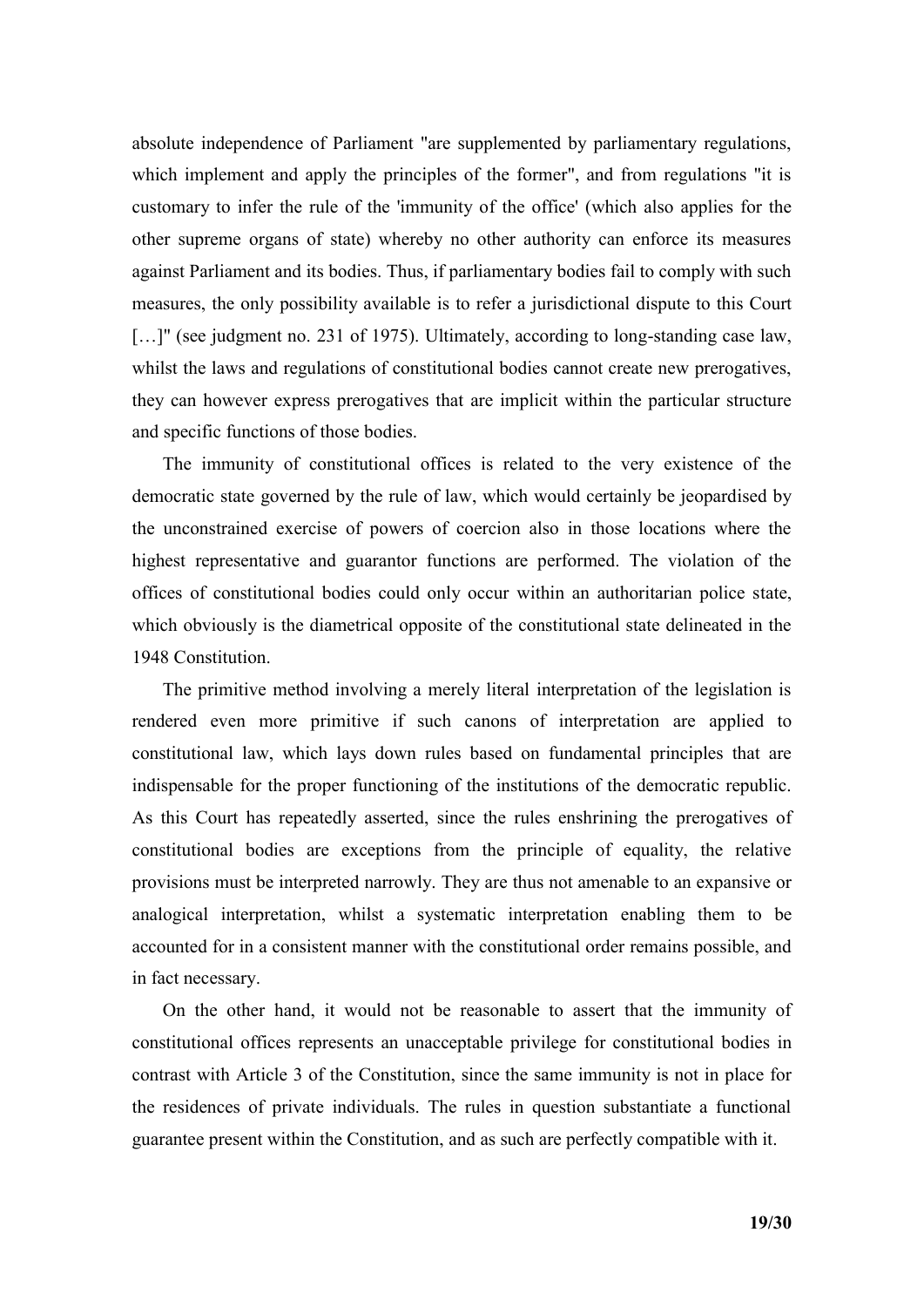absolute independence of Parliament "are supplemented by parliamentary regulations, which implement and apply the principles of the former", and from regulations "it is customary to infer the rule of the 'immunity of the office' (which also applies for the other supreme organs of state) whereby no other authority can enforce its measures against Parliament and its bodies. Thus, if parliamentary bodies fail to comply with such measures, the only possibility available is to refer a jurisdictional dispute to this Court […]" (see judgment no. 231 of 1975). Ultimately, according to long-standing case law, whilst the laws and regulations of constitutional bodies cannot create new prerogatives, they can however express prerogatives that are implicit within the particular structure and specific functions of those bodies.

The immunity of constitutional offices is related to the very existence of the democratic state governed by the rule of law, which would certainly be jeopardised by the unconstrained exercise of powers of coercion also in those locations where the highest representative and guarantor functions are performed. The violation of the offices of constitutional bodies could only occur within an authoritarian police state, which obviously is the diametrical opposite of the constitutional state delineated in the 1948 Constitution.

The primitive method involving a merely literal interpretation of the legislation is rendered even more primitive if such canons of interpretation are applied to constitutional law, which lays down rules based on fundamental principles that are indispensable for the proper functioning of the institutions of the democratic republic. As this Court has repeatedly asserted, since the rules enshrining the prerogatives of constitutional bodies are exceptions from the principle of equality, the relative provisions must be interpreted narrowly. They are thus not amenable to an expansive or analogical interpretation, whilst a systematic interpretation enabling them to be accounted for in a consistent manner with the constitutional order remains possible, and in fact necessary.

On the other hand, it would not be reasonable to assert that the immunity of constitutional offices represents an unacceptable privilege for constitutional bodies in contrast with Article 3 of the Constitution, since the same immunity is not in place for the residences of private individuals. The rules in question substantiate a functional guarantee present within the Constitution, and as such are perfectly compatible with it.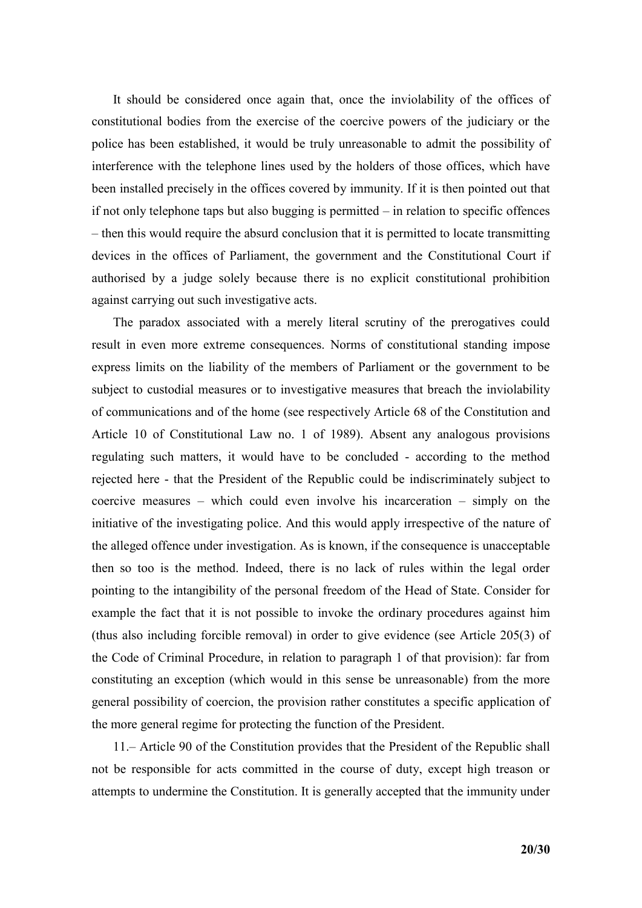It should be considered once again that, once the inviolability of the offices of constitutional bodies from the exercise of the coercive powers of the judiciary or the police has been established, it would be truly unreasonable to admit the possibility of interference with the telephone lines used by the holders of those offices, which have been installed precisely in the offices covered by immunity. If it is then pointed out that if not only telephone taps but also bugging is permitted – in relation to specific offences – then this would require the absurd conclusion that it is permitted to locate transmitting devices in the offices of Parliament, the government and the Constitutional Court if authorised by a judge solely because there is no explicit constitutional prohibition against carrying out such investigative acts.

The paradox associated with a merely literal scrutiny of the prerogatives could result in even more extreme consequences. Norms of constitutional standing impose express limits on the liability of the members of Parliament or the government to be subject to custodial measures or to investigative measures that breach the inviolability of communications and of the home (see respectively Article 68 of the Constitution and Article 10 of Constitutional Law no. 1 of 1989). Absent any analogous provisions regulating such matters, it would have to be concluded - according to the method rejected here - that the President of the Republic could be indiscriminately subject to coercive measures – which could even involve his incarceration – simply on the initiative of the investigating police. And this would apply irrespective of the nature of the alleged offence under investigation. As is known, if the consequence is unacceptable then so too is the method. Indeed, there is no lack of rules within the legal order pointing to the intangibility of the personal freedom of the Head of State. Consider for example the fact that it is not possible to invoke the ordinary procedures against him (thus also including forcible removal) in order to give evidence (see Article 205(3) of the Code of Criminal Procedure, in relation to paragraph 1 of that provision): far from constituting an exception (which would in this sense be unreasonable) from the more general possibility of coercion, the provision rather constitutes a specific application of the more general regime for protecting the function of the President.

11.– Article 90 of the Constitution provides that the President of the Republic shall not be responsible for acts committed in the course of duty, except high treason or attempts to undermine the Constitution. It is generally accepted that the immunity under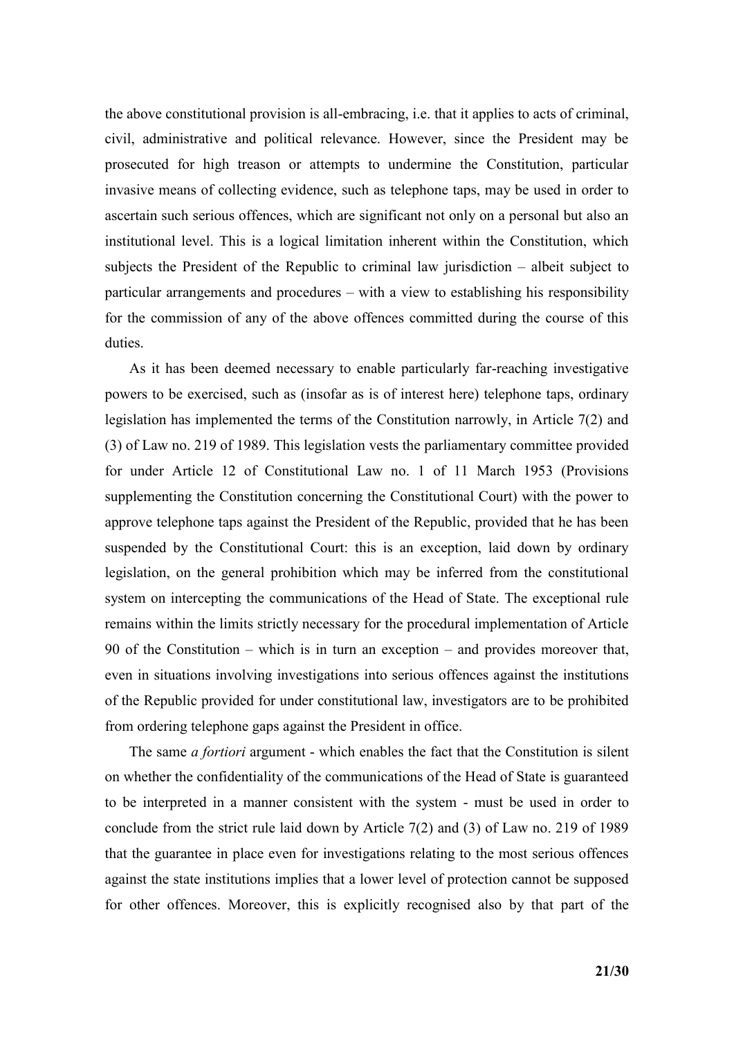the above constitutional provision is all-embracing, i.e. that it applies to acts of criminal, civil, administrative and political relevance. However, since the President may be prosecuted for high treason or attempts to undermine the Constitution, particular invasive means of collecting evidence, such as telephone taps, may be used in order to ascertain such serious offences, which are significant not only on a personal but also an institutional level. This is a logical limitation inherent within the Constitution, which subjects the President of the Republic to criminal law jurisdiction – albeit subject to particular arrangements and procedures – with a view to establishing his responsibility for the commission of any of the above offences committed during the course of this duties.

As it has been deemed necessary to enable particularly far-reaching investigative powers to be exercised, such as (insofar as is of interest here) telephone taps, ordinary legislation has implemented the terms of the Constitution narrowly, in Article 7(2) and (3) of Law no. 219 of 1989. This legislation vests the parliamentary committee provided for under Article 12 of Constitutional Law no. 1 of 11 March 1953 (Provisions supplementing the Constitution concerning the Constitutional Court) with the power to approve telephone taps against the President of the Republic, provided that he has been suspended by the Constitutional Court: this is an exception, laid down by ordinary legislation, on the general prohibition which may be inferred from the constitutional system on intercepting the communications of the Head of State. The exceptional rule remains within the limits strictly necessary for the procedural implementation of Article 90 of the Constitution – which is in turn an exception – and provides moreover that, even in situations involving investigations into serious offences against the institutions of the Republic provided for under constitutional law, investigators are to be prohibited from ordering telephone gaps against the President in office.

The same *a fortiori* argument - which enables the fact that the Constitution is silent on whether the confidentiality of the communications of the Head of State is guaranteed to be interpreted in a manner consistent with the system - must be used in order to conclude from the strict rule laid down by Article 7(2) and (3) of Law no. 219 of 1989 that the guarantee in place even for investigations relating to the most serious offences against the state institutions implies that a lower level of protection cannot be supposed for other offences. Moreover, this is explicitly recognised also by that part of the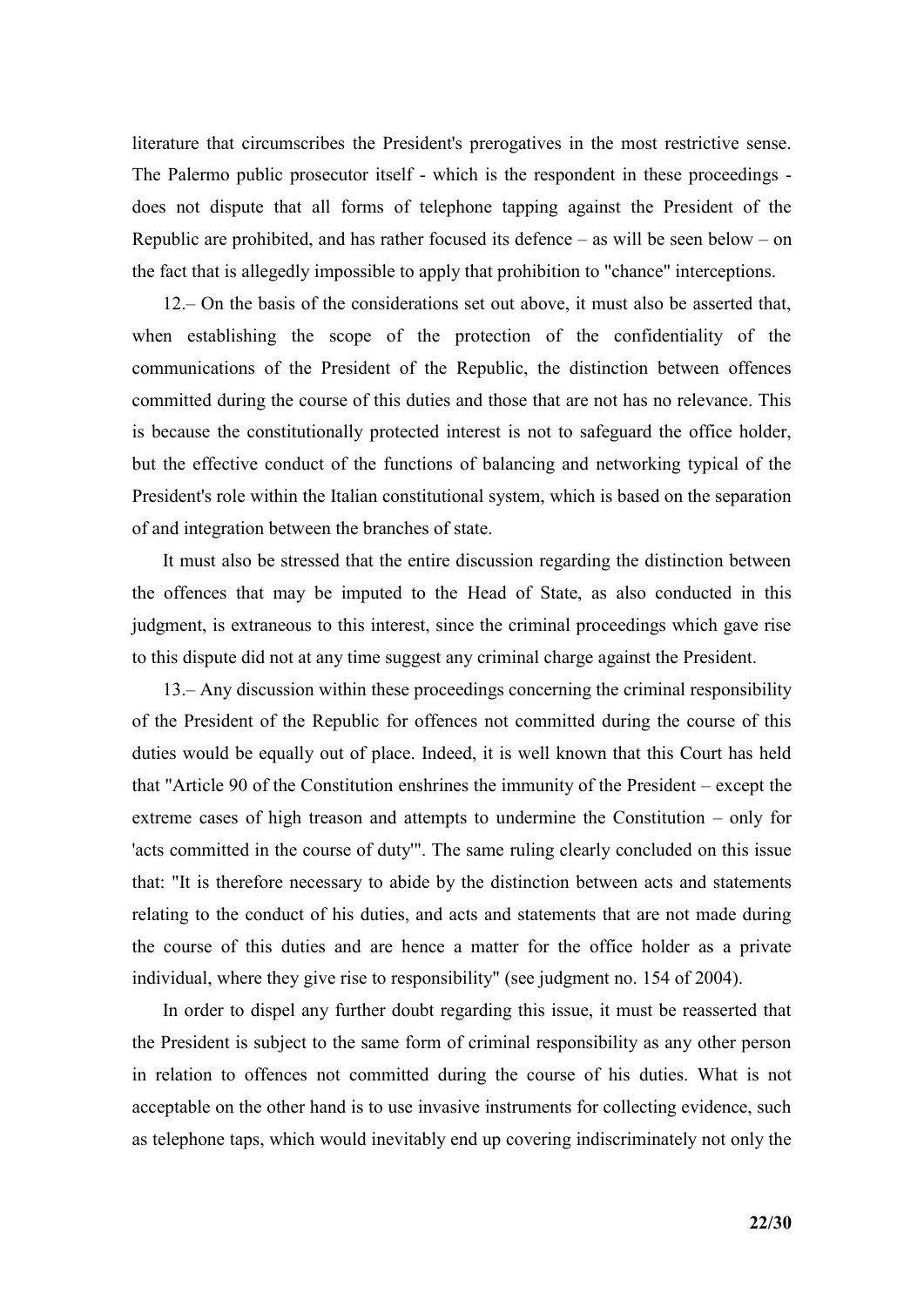literature that circumscribes the President's prerogatives in the most restrictive sense. The Palermo public prosecutor itself - which is the respondent in these proceedings - does not dispute that all forms of telephone tapping against the President of the Republic are prohibited, and has rather focused its defence – as will be seen below – on the fact that is allegedly impossible to apply that prohibition to "chance" interceptions.

12.– On the basis of the considerations set out above, it must also be asserted that, when establishing the scope of the protection of the confidentiality of the communications of the President of the Republic, the distinction between offences committed during the course of this duties and those that are not has no relevance. This is because the constitutionally protected interest is not to safeguard the office holder, but the effective conduct of the functions of balancing and networking typical of the President's role within the Italian constitutional system, which is based on the separation of and integration between the branches of state.

It must also be stressed that the entire discussion regarding the distinction between the offences that may be imputed to the Head of State, as also conducted in this judgment, is extraneous to this interest, since the criminal proceedings which gave rise to this dispute did not at any time suggest any criminal charge against the President.

13.– Any discussion within these proceedings concerning the criminal responsibility of the President of the Republic for offences not committed during the course of this duties would be equally out of place. Indeed, it is well known that this Court has held that "Article 90 of the Constitution enshrines the immunity of the President – except the extreme cases of high treason and attempts to undermine the Constitution – only for 'acts committed in the course of duty'". The same ruling clearly concluded on this issue that: "It is therefore necessary to abide by the distinction between acts and statements relating to the conduct of his duties, and acts and statements that are not made during the course of this duties and are hence a matter for the office holder as a private individual, where they give rise to responsibility" (see judgment no. 154 of 2004).

In order to dispel any further doubt regarding this issue, it must be reasserted that the President is subject to the same form of criminal responsibility as any other person in relation to offences not committed during the course of his duties. What is not acceptable on the other hand is to use invasive instruments for collecting evidence, such as telephone taps, which would inevitably end up covering indiscriminately not only the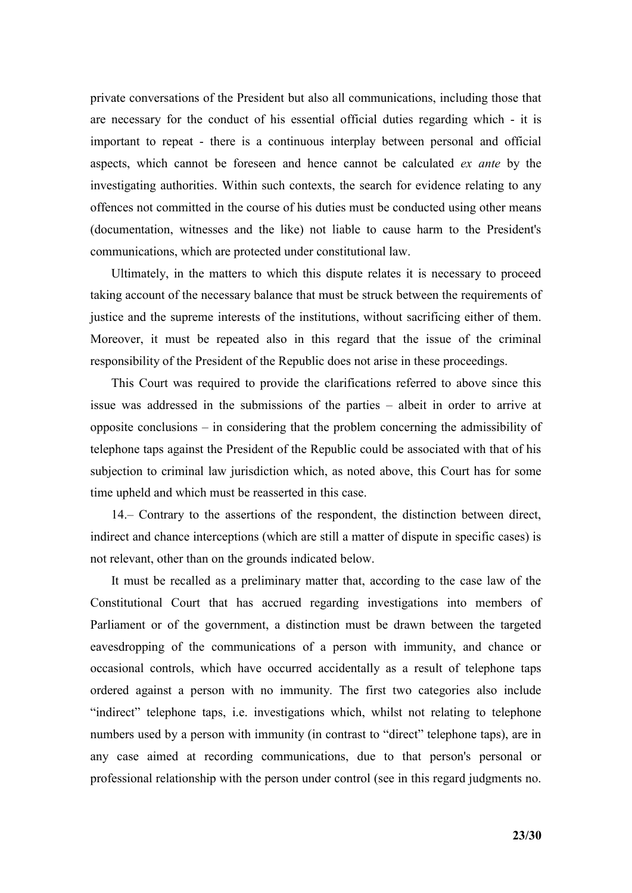private conversations of the President but also all communications, including those that are necessary for the conduct of his essential official duties regarding which - it is important to repeat - there is a continuous interplay between personal and official aspects, which cannot be foreseen and hence cannot be calculated *ex ante* by the investigating authorities. Within such contexts, the search for evidence relating to any offences not committed in the course of his duties must be conducted using other means (documentation, witnesses and the like) not liable to cause harm to the President's communications, which are protected under constitutional law.

Ultimately, in the matters to which this dispute relates it is necessary to proceed taking account of the necessary balance that must be struck between the requirements of justice and the supreme interests of the institutions, without sacrificing either of them. Moreover, it must be repeated also in this regard that the issue of the criminal responsibility of the President of the Republic does not arise in these proceedings.

This Court was required to provide the clarifications referred to above since this issue was addressed in the submissions of the parties – albeit in order to arrive at opposite conclusions – in considering that the problem concerning the admissibility of telephone taps against the President of the Republic could be associated with that of his subjection to criminal law jurisdiction which, as noted above, this Court has for some time upheld and which must be reasserted in this case.

14.– Contrary to the assertions of the respondent, the distinction between direct, indirect and chance interceptions (which are still a matter of dispute in specific cases) is not relevant, other than on the grounds indicated below.

It must be recalled as a preliminary matter that, according to the case law of the Constitutional Court that has accrued regarding investigations into members of Parliament or of the government, a distinction must be drawn between the targeted eavesdropping of the communications of a person with immunity, and chance or occasional controls, which have occurred accidentally as a result of telephone taps ordered against a person with no immunity. The first two categories also include "indirect" telephone taps, i.e. investigations which, whilst not relating to telephone numbers used by a person with immunity (in contrast to "direct" telephone taps), are in any case aimed at recording communications, due to that person's personal or professional relationship with the person under control (see in this regard judgments no.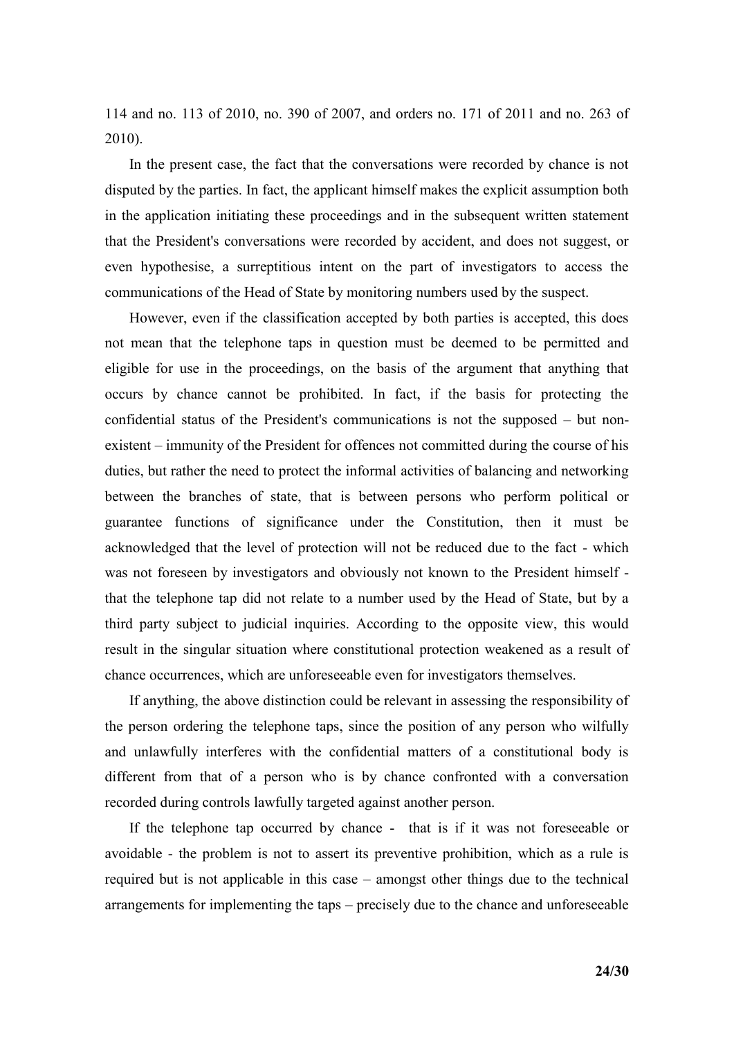114 and no. 113 of 2010, no. 390 of 2007, and orders no. 171 of 2011 and no. 263 of 2010).

In the present case, the fact that the conversations were recorded by chance is not disputed by the parties. In fact, the applicant himself makes the explicit assumption both in the application initiating these proceedings and in the subsequent written statement that the President's conversations were recorded by accident, and does not suggest, or even hypothesise, a surreptitious intent on the part of investigators to access the communications of the Head of State by monitoring numbers used by the suspect.

However, even if the classification accepted by both parties is accepted, this does not mean that the telephone taps in question must be deemed to be permitted and eligible for use in the proceedings, on the basis of the argument that anything that occurs by chance cannot be prohibited. In fact, if the basis for protecting the confidential status of the President's communications is not the supposed – but non-existent – immunity of the President for offences not committed during the course of his duties, but rather the need to protect the informal activities of balancing and networking between the branches of state, that is between persons who perform political or guarantee functions of significance under the Constitution, then it must be acknowledged that the level of protection will not be reduced due to the fact - which was not foreseen by investigators and obviously not known to the President himself - that the telephone tap did not relate to a number used by the Head of State, but by a third party subject to judicial inquiries. According to the opposite view, this would result in the singular situation where constitutional protection weakened as a result of chance occurrences, which are unforeseeable even for investigators themselves.

If anything, the above distinction could be relevant in assessing the responsibility of the person ordering the telephone taps, since the position of any person who wilfully and unlawfully interferes with the confidential matters of a constitutional body is different from that of a person who is by chance confronted with a conversation recorded during controls lawfully targeted against another person.

If the telephone tap occurred by chance - that is if it was not foreseeable or avoidable - the problem is not to assert its preventive prohibition, which as a rule is required but is not applicable in this case – amongst other things due to the technical arrangements for implementing the taps – precisely due to the chance and unforeseeable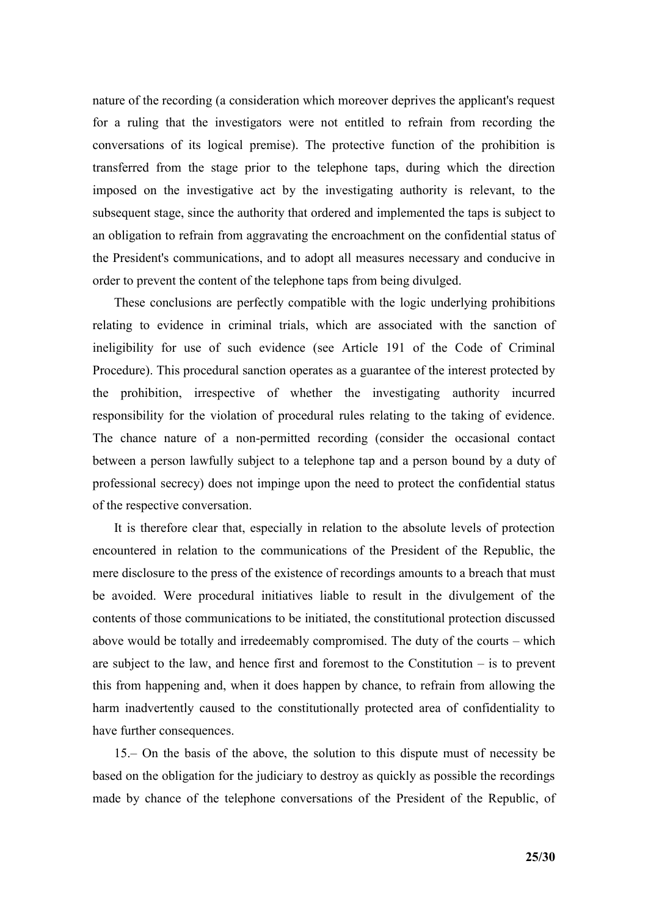nature of the recording (a consideration which moreover deprives the applicant's request for a ruling that the investigators were not entitled to refrain from recording the conversations of its logical premise). The protective function of the prohibition is transferred from the stage prior to the telephone taps, during which the direction imposed on the investigative act by the investigating authority is relevant, to the subsequent stage, since the authority that ordered and implemented the taps is subject to an obligation to refrain from aggravating the encroachment on the confidential status of the President's communications, and to adopt all measures necessary and conducive in order to prevent the content of the telephone taps from being divulged.

These conclusions are perfectly compatible with the logic underlying prohibitions relating to evidence in criminal trials, which are associated with the sanction of ineligibility for use of such evidence (see Article 191 of the Code of Criminal Procedure). This procedural sanction operates as a guarantee of the interest protected by the prohibition, irrespective of whether the investigating authority incurred responsibility for the violation of procedural rules relating to the taking of evidence. The chance nature of a non-permitted recording (consider the occasional contact between a person lawfully subject to a telephone tap and a person bound by a duty of professional secrecy) does not impinge upon the need to protect the confidential status of the respective conversation.

It is therefore clear that, especially in relation to the absolute levels of protection encountered in relation to the communications of the President of the Republic, the mere disclosure to the press of the existence of recordings amounts to a breach that must be avoided. Were procedural initiatives liable to result in the divulgement of the contents of those communications to be initiated, the constitutional protection discussed above would be totally and irredeemably compromised. The duty of the courts – which are subject to the law, and hence first and foremost to the Constitution – is to prevent this from happening and, when it does happen by chance, to refrain from allowing the harm inadvertently caused to the constitutionally protected area of confidentiality to have further consequences.

15.– On the basis of the above, the solution to this dispute must of necessity be based on the obligation for the judiciary to destroy as quickly as possible the recordings made by chance of the telephone conversations of the President of the Republic, of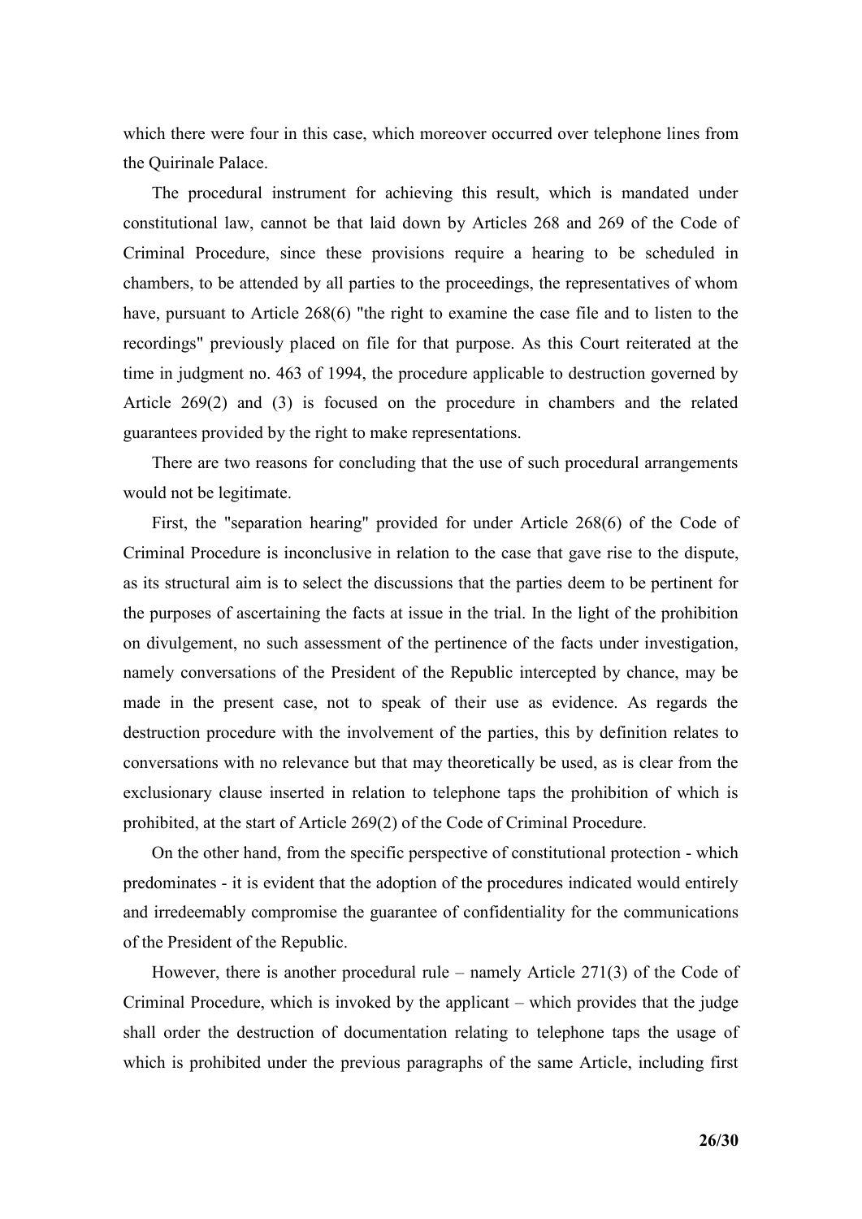which there were four in this case, which moreover occurred over telephone lines from the Quirinale Palace.

The procedural instrument for achieving this result, which is mandated under constitutional law, cannot be that laid down by Articles 268 and 269 of the Code of Criminal Procedure, since these provisions require a hearing to be scheduled in chambers, to be attended by all parties to the proceedings, the representatives of whom have, pursuant to Article 268(6) "the right to examine the case file and to listen to the recordings" previously placed on file for that purpose. As this Court reiterated at the time in judgment no. 463 of 1994, the procedure applicable to destruction governed by Article 269(2) and (3) is focused on the procedure in chambers and the related guarantees provided by the right to make representations.

There are two reasons for concluding that the use of such procedural arrangements would not be legitimate.

First, the "separation hearing" provided for under Article 268(6) of the Code of Criminal Procedure is inconclusive in relation to the case that gave rise to the dispute, as its structural aim is to select the discussions that the parties deem to be pertinent for the purposes of ascertaining the facts at issue in the trial. In the light of the prohibition on divulgement, no such assessment of the pertinence of the facts under investigation, namely conversations of the President of the Republic intercepted by chance, may be made in the present case, not to speak of their use as evidence. As regards the destruction procedure with the involvement of the parties, this by definition relates to conversations with no relevance but that may theoretically be used, as is clear from the exclusionary clause inserted in relation to telephone taps the prohibition of which is prohibited, at the start of Article 269(2) of the Code of Criminal Procedure.

On the other hand, from the specific perspective of constitutional protection - which predominates - it is evident that the adoption of the procedures indicated would entirely and irredeemably compromise the guarantee of confidentiality for the communications of the President of the Republic.

However, there is another procedural rule – namely Article 271(3) of the Code of Criminal Procedure, which is invoked by the applicant – which provides that the judge shall order the destruction of documentation relating to telephone taps the usage of which is prohibited under the previous paragraphs of the same Article, including first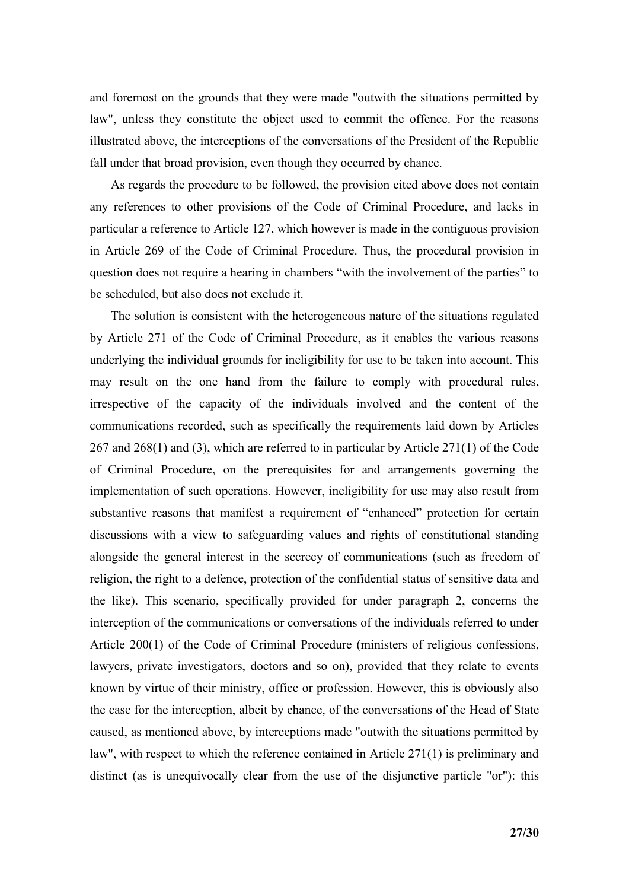and foremost on the grounds that they were made "outwith the situations permitted by law", unless they constitute the object used to commit the offence. For the reasons illustrated above, the interceptions of the conversations of the President of the Republic fall under that broad provision, even though they occurred by chance.

As regards the procedure to be followed, the provision cited above does not contain any references to other provisions of the Code of Criminal Procedure, and lacks in particular a reference to Article 127, which however is made in the contiguous provision in Article 269 of the Code of Criminal Procedure. Thus, the procedural provision in question does not require a hearing in chambers "with the involvement of the parties" to be scheduled, but also does not exclude it.

The solution is consistent with the heterogeneous nature of the situations regulated by Article 271 of the Code of Criminal Procedure, as it enables the various reasons underlying the individual grounds for ineligibility for use to be taken into account. This may result on the one hand from the failure to comply with procedural rules, irrespective of the capacity of the individuals involved and the content of the communications recorded, such as specifically the requirements laid down by Articles 267 and 268(1) and (3), which are referred to in particular by Article 271(1) of the Code of Criminal Procedure, on the prerequisites for and arrangements governing the implementation of such operations. However, ineligibility for use may also result from substantive reasons that manifest a requirement of "enhanced" protection for certain discussions with a view to safeguarding values and rights of constitutional standing alongside the general interest in the secrecy of communications (such as freedom of religion, the right to a defence, protection of the confidential status of sensitive data and the like). This scenario, specifically provided for under paragraph 2, concerns the interception of the communications or conversations of the individuals referred to under Article 200(1) of the Code of Criminal Procedure (ministers of religious confessions, lawyers, private investigators, doctors and so on), provided that they relate to events known by virtue of their ministry, office or profession. However, this is obviously also the case for the interception, albeit by chance, of the conversations of the Head of State caused, as mentioned above, by interceptions made "outwith the situations permitted by law", with respect to which the reference contained in Article 271(1) is preliminary and distinct (as is unequivocally clear from the use of the disjunctive particle "or"): this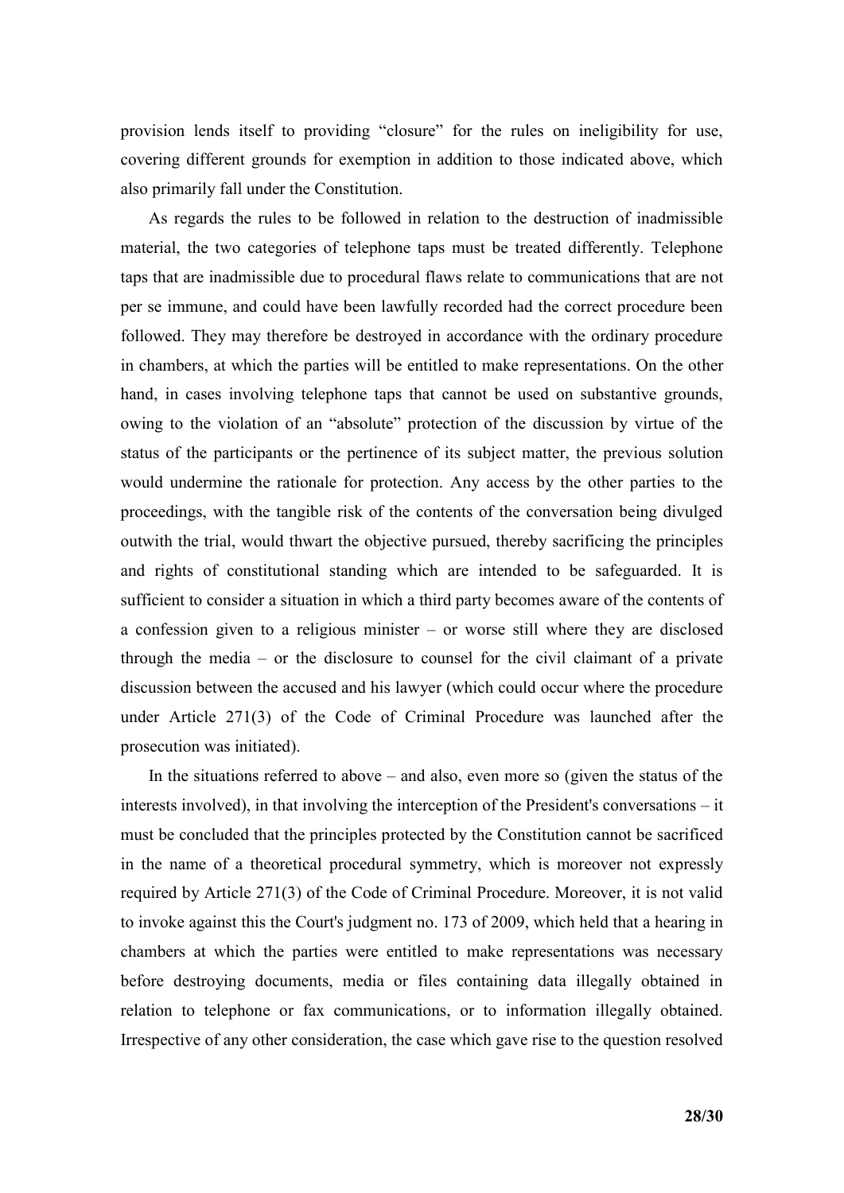provision lends itself to providing “closure” for the rules on ineligibility for use, covering different grounds for exemption in addition to those indicated above, which also primarily fall under the Constitution.

As regards the rules to be followed in relation to the destruction of inadmissible material, the two categories of telephone taps must be treated differently. Telephone taps that are inadmissible due to procedural flaws relate to communications that are not per se immune, and could have been lawfully recorded had the correct procedure been followed. They may therefore be destroyed in accordance with the ordinary procedure in chambers, at which the parties will be entitled to make representations. On the other hand, in cases involving telephone taps that cannot be used on substantive grounds, owing to the violation of an “absolute” protection of the discussion by virtue of the status of the participants or the pertinence of its subject matter, the previous solution would undermine the rationale for protection. Any access by the other parties to the proceedings, with the tangible risk of the contents of the conversation being divulged outwith the trial, would thwart the objective pursued, thereby sacrificing the principles and rights of constitutional standing which are intended to be safeguarded. It is sufficient to consider a situation in which a third party becomes aware of the contents of a confession given to a religious minister – or worse still where they are disclosed through the media – or the disclosure to counsel for the civil claimant of a private discussion between the accused and his lawyer (which could occur where the procedure under Article 271(3) of the Code of Criminal Procedure was launched after the prosecution was initiated).

In the situations referred to above – and also, even more so (given the status of the interests involved), in that involving the interception of the President's conversations – it must be concluded that the principles protected by the Constitution cannot be sacrificed in the name of a theoretical procedural symmetry, which is moreover not expressly required by Article 271(3) of the Code of Criminal Procedure. Moreover, it is not valid to invoke against this the Court's judgment no. 173 of 2009, which held that a hearing in chambers at which the parties were entitled to make representations was necessary before destroying documents, media or files containing data illegally obtained in relation to telephone or fax communications, or to information illegally obtained. Irrespective of any other consideration, the case which gave rise to the question resolved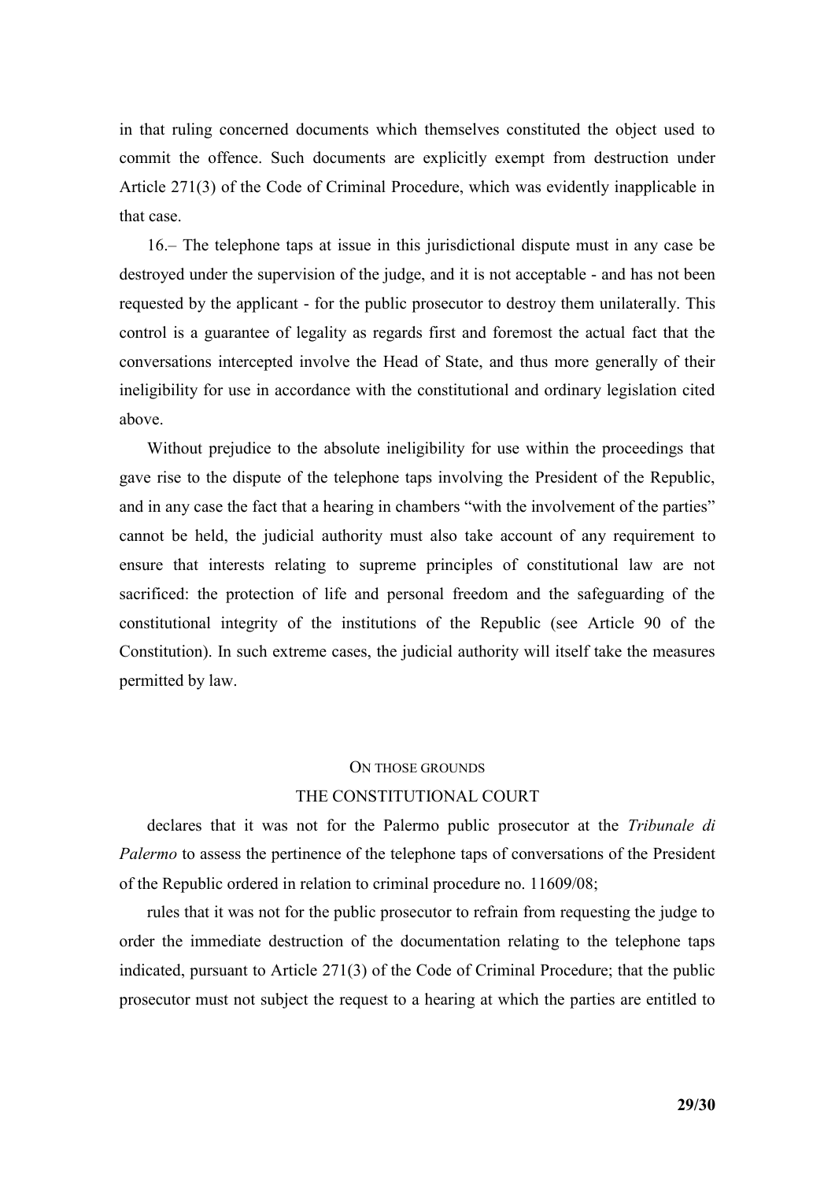in that ruling concerned documents which themselves constituted the object used to commit the offence. Such documents are explicitly exempt from destruction under Article 271(3) of the Code of Criminal Procedure, which was evidently inapplicable in that case.

16.– The telephone taps at issue in this jurisdictional dispute must in any case be destroyed under the supervision of the judge, and it is not acceptable - and has not been requested by the applicant - for the public prosecutor to destroy them unilaterally. This control is a guarantee of legality as regards first and foremost the actual fact that the conversations intercepted involve the Head of State, and thus more generally of their ineligibility for use in accordance with the constitutional and ordinary legislation cited above.

Without prejudice to the absolute ineligibility for use within the proceedings that gave rise to the dispute of the telephone taps involving the President of the Republic, and in any case the fact that a hearing in chambers "with the involvement of the parties" cannot be held, the judicial authority must also take account of any requirement to ensure that interests relating to supreme principles of constitutional law are not sacrificed: the protection of life and personal freedom and the safeguarding of the constitutional integrity of the institutions of the Republic (see Article 90 of the Constitution). In such extreme cases, the judicial authority will itself take the measures permitted by law.

## ON THOSE GROUNDS

## THE CONSTITUTIONAL COURT

declares that it was not for the Palermo public prosecutor at the *Tribunale di Palermo* to assess the pertinence of the telephone taps of conversations of the President of the Republic ordered in relation to criminal procedure no. 11609/08;

rules that it was not for the public prosecutor to refrain from requesting the judge to order the immediate destruction of the documentation relating to the telephone taps indicated, pursuant to Article 271(3) of the Code of Criminal Procedure; that the public prosecutor must not subject the request to a hearing at which the parties are entitled to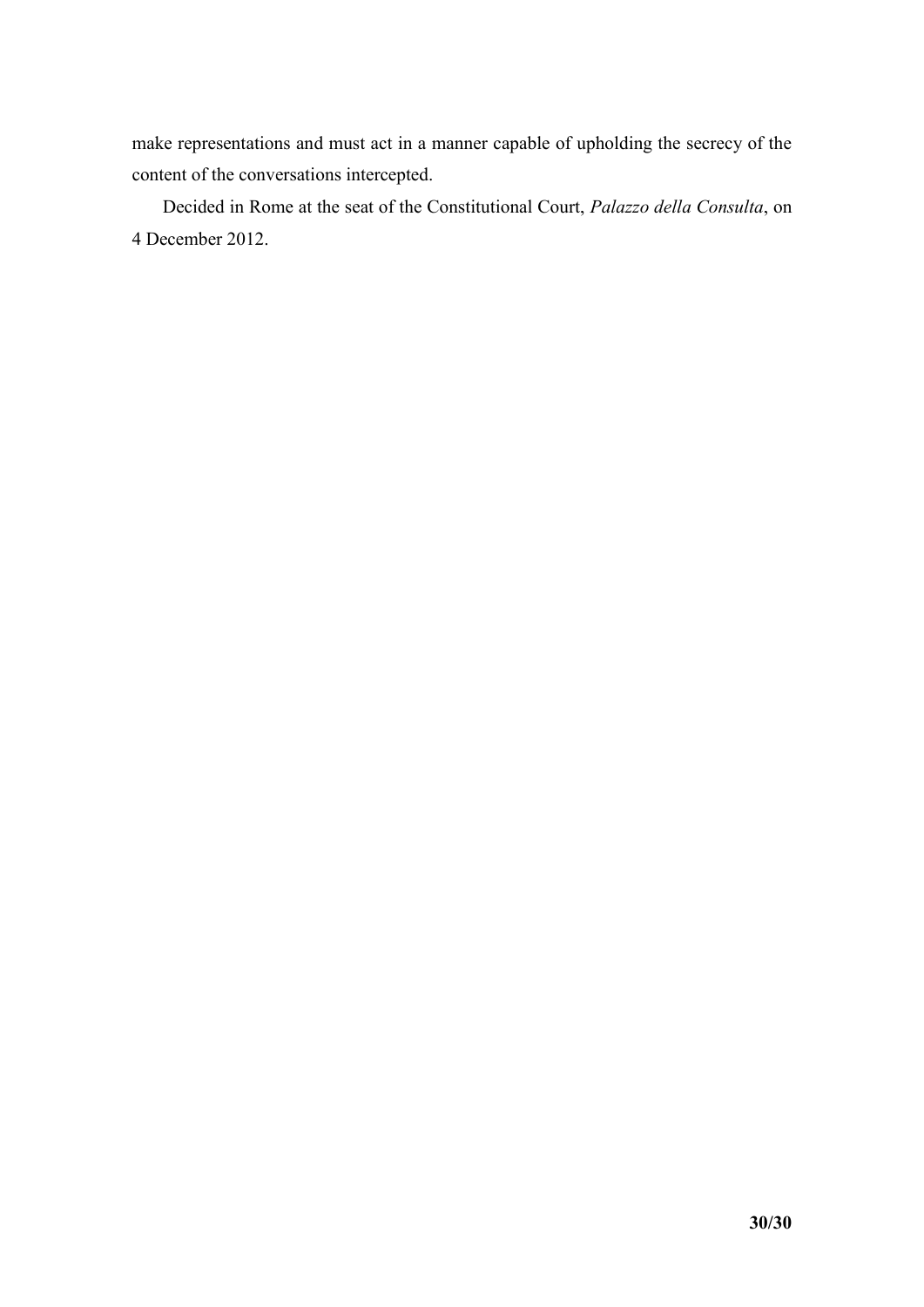make representations and must act in a manner capable of upholding the secrecy of the content of the conversations intercepted.

Decided in Rome at the seat of the Constitutional Court, *Palazzo della Consulta*, on 4 December 2012.